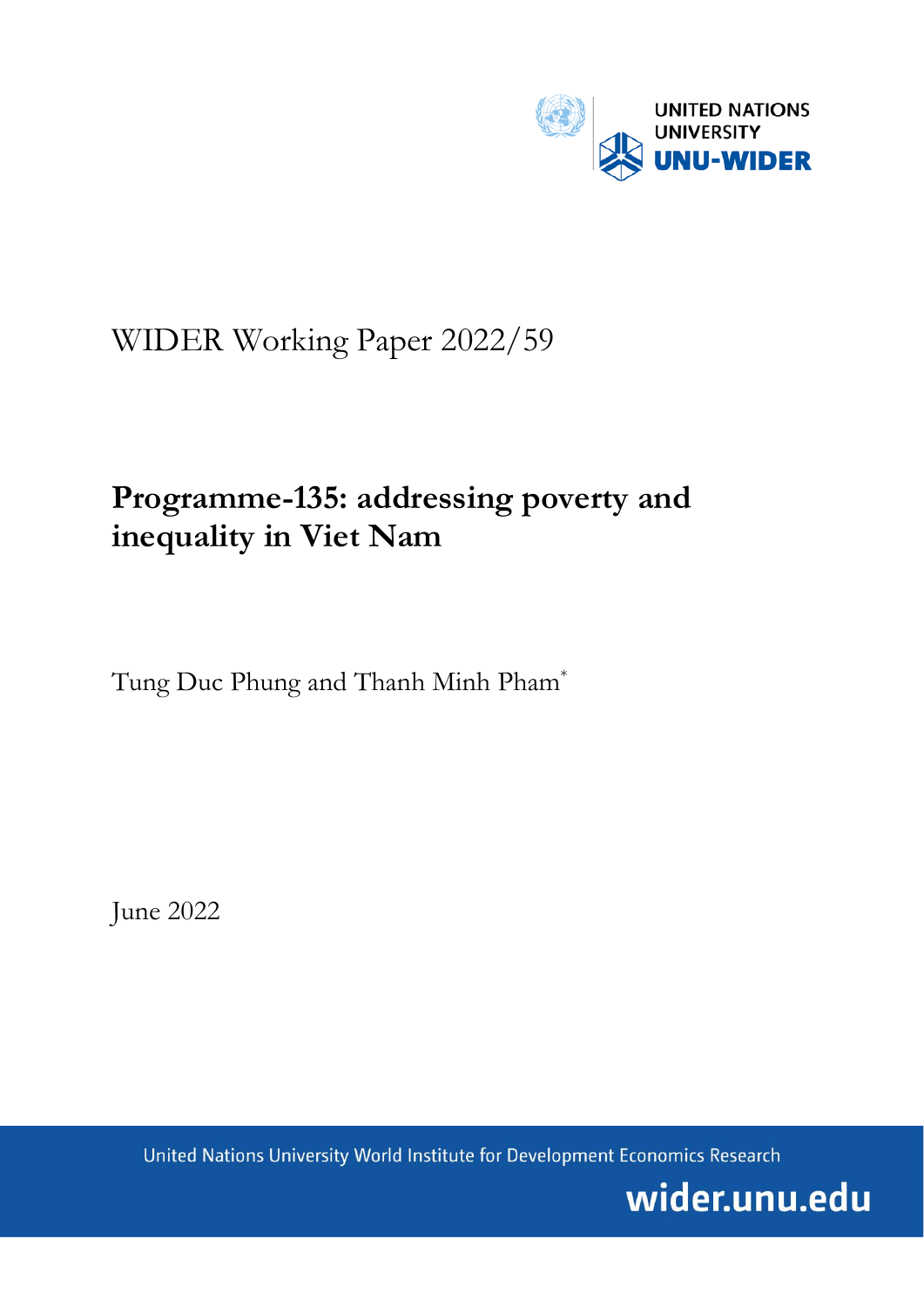UNITED NATIONS UNIVERSITY

UNU-WIDER

WIDER Working Paper 2022/59

# Programme-135: addressing poverty and inequality in Viet Nam

Tung Duc Phung and Thanh Minh Pham*

June 2022

United Nations University World Institute for Development Economics Research

wider.unu.edu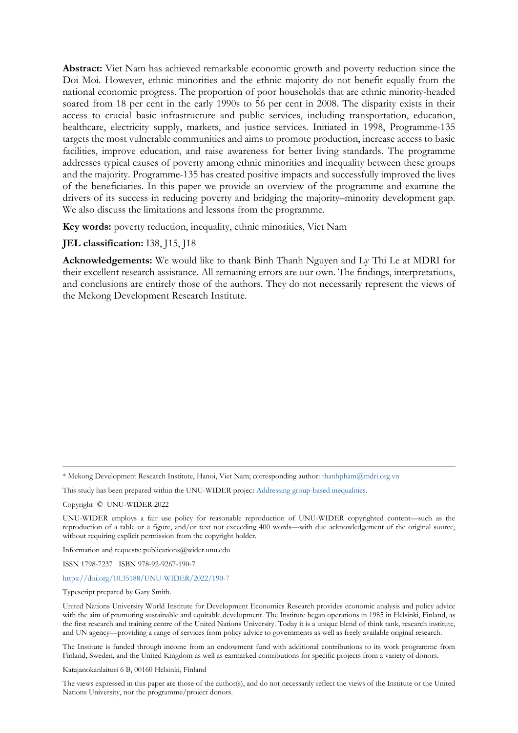**Abstract:** Viet Nam has achieved remarkable economic growth and poverty reduction since the Doi Moi. However, ethnic minorities and the ethnic majority do not benefit equally from the national economic progress. The proportion of poor households that are ethnic minority-headed soared from 18 per cent in the early 1990s to 56 per cent in 2008. The disparity exists in their access to crucial basic infrastructure and public services, including transportation, education, healthcare, electricity supply, markets, and justice services. Initiated in 1998, Programme-135 targets the most vulnerable communities and aims to promote production, increase access to basic facilities, improve education, and raise awareness for better living standards. The programme addresses typical causes of poverty among ethnic minorities and inequality between these groups and the majority. Programme-135 has created positive impacts and successfully improved the lives of the beneficiaries. In this paper we provide an overview of the programme and examine the drivers of its success in reducing poverty and bridging the majority–minority development gap. We also discuss the limitations and lessons from the programme.

**Key words:** poverty reduction, inequality, ethnic minorities, Viet Nam

**JEL classification:** I38, J15, J18

**Acknowledgements:** We would like to thank Binh Thanh Nguyen and Ly Thi Le at MDRI for their excellent research assistance. All remaining errors are our own. The findings, interpretations, and conclusions are entirely those of the authors. They do not necessarily represent the views of the Mekong Development Research Institute.

---

* Mekong Development Research Institute, Hanoi, Viet Nam; corresponding author: thanhpham@mdri.org.vn

This study has been prepared within the UNU-WIDER project Addressing group-based inequalities.

Copyright © UNU-WIDER 2022

UNU-WIDER employs a fair use policy for reasonable reproduction of UNU-WIDER copyrighted content—such as the reproduction of a table or a figure, and/or text not exceeding 400 words—with due acknowledgement of the original source, without requiring explicit permission from the copyright holder.

Information and requests: publications@wider.unu.edu

ISSN 1798-7237 ISBN 978-92-9267-190-7

https://doi.org/10.35188/UNU-WIDER/2022/190-7

Typescript prepared by Gary Smith.

United Nations University World Institute for Development Economics Research provides economic analysis and policy advice with the aim of promoting sustainable and equitable development. The Institute began operations in 1985 in Helsinki, Finland, as the first research and training centre of the United Nations University. Today it is a unique blend of think tank, research institute, and UN agency—providing a range of services from policy advice to governments as well as freely available original research.

The Institute is funded through income from an endowment fund with additional contributions to its work programme from Finland, Sweden, and the United Kingdom as well as earmarked contributions for specific projects from a variety of donors.

Katajanokanlaituri 6 B, 00160 Helsinki, Finland

The views expressed in this paper are those of the author(s), and do not necessarily reflect the views of the Institute or the United Nations University, nor the programme/project donors.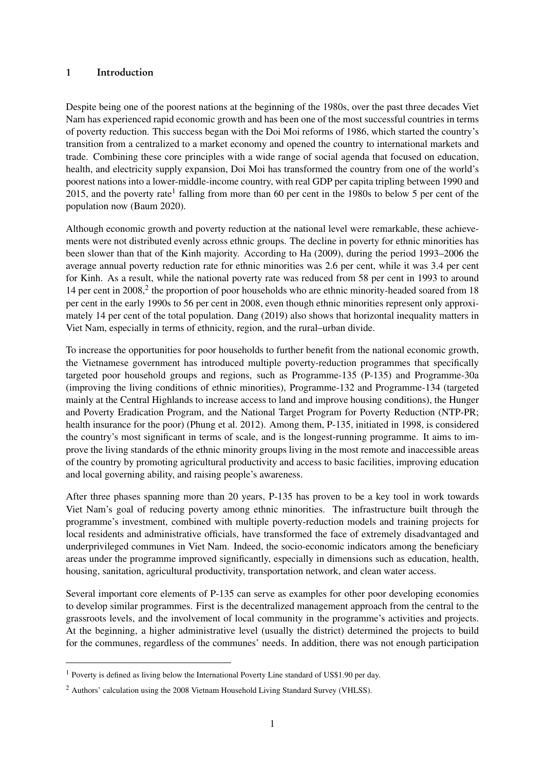## 1 Introduction

Despite being one of the poorest nations at the beginning of the 1980s, over the past three decades Viet Nam has experienced rapid economic growth and has been one of the most successful countries in terms of poverty reduction. This success began with the Doi Moi reforms of 1986, which started the country's transition from a centralized to a market economy and opened the country to international markets and trade. Combining these core principles with a wide range of social agenda that focused on education, health, and electricity supply expansion, Doi Moi has transformed the country from one of the world's poorest nations into a lower-middle-income country, with real GDP per capita tripling between 1990 and 2015, and the poverty rate[1] falling from more than 60 per cent in the 1980s to below 5 per cent of the population now (Baum 2020).

Although economic growth and poverty reduction at the national level were remarkable, these achievements were not distributed evenly across ethnic groups. The decline in poverty for ethnic minorities has been slower than that of the Kinh majority. According to Ha (2009), during the period 1993–2006 the average annual poverty reduction rate for ethnic minorities was 2.6 per cent, while it was 3.4 per cent for Kinh. As a result, while the national poverty rate was reduced from 58 per cent in 1993 to around 14 per cent in 2008,[2] the proportion of poor households who are ethnic minority-headed soared from 18 per cent in the early 1990s to 56 per cent in 2008, even though ethnic minorities represent only approximately 14 per cent of the total population. Dang (2019) also shows that horizontal inequality matters in Viet Nam, especially in terms of ethnicity, region, and the rural–urban divide.

To increase the opportunities for poor households to further benefit from the national economic growth, the Vietnamese government has introduced multiple poverty-reduction programmes that specifically targeted poor household groups and regions, such as Programme-135 (P-135) and Programme-30a (improving the living conditions of ethnic minorities), Programme-132 and Programme-134 (targeted mainly at the Central Highlands to increase access to land and improve housing conditions), the Hunger and Poverty Eradication Program, and the National Target Program for Poverty Reduction (NTP-PR; health insurance for the poor) (Phung et al. 2012). Among them, P-135, initiated in 1998, is considered the country's most significant in terms of scale, and is the longest-running programme. It aims to improve the living standards of the ethnic minority groups living in the most remote and inaccessible areas of the country by promoting agricultural productivity and access to basic facilities, improving education and local governing ability, and raising people's awareness.

After three phases spanning more than 20 years, P-135 has proven to be a key tool in work towards Viet Nam's goal of reducing poverty among ethnic minorities. The infrastructure built through the programme's investment, combined with multiple poverty-reduction models and training projects for local residents and administrative officials, have transformed the face of extremely disadvantaged and underprivileged communes in Viet Nam. Indeed, the socio-economic indicators among the beneficiary areas under the programme improved significantly, especially in dimensions such as education, health, housing, sanitation, agricultural productivity, transportation network, and clean water access.

Several important core elements of P-135 can serve as examples for other poor developing economies to develop similar programmes. First is the decentralized management approach from the central to the grassroots levels, and the involvement of local community in the programme's activities and projects. At the beginning, a higher administrative level (usually the district) determined the projects to build for the communes, regardless of the communes' needs. In addition, there was not enough participation

---

[1] Poverty is defined as living below the International Poverty Line standard of US$1.90 per day.

[2] Authors' calculation using the 2008 Vietnam Household Living Standard Survey (VHLSS).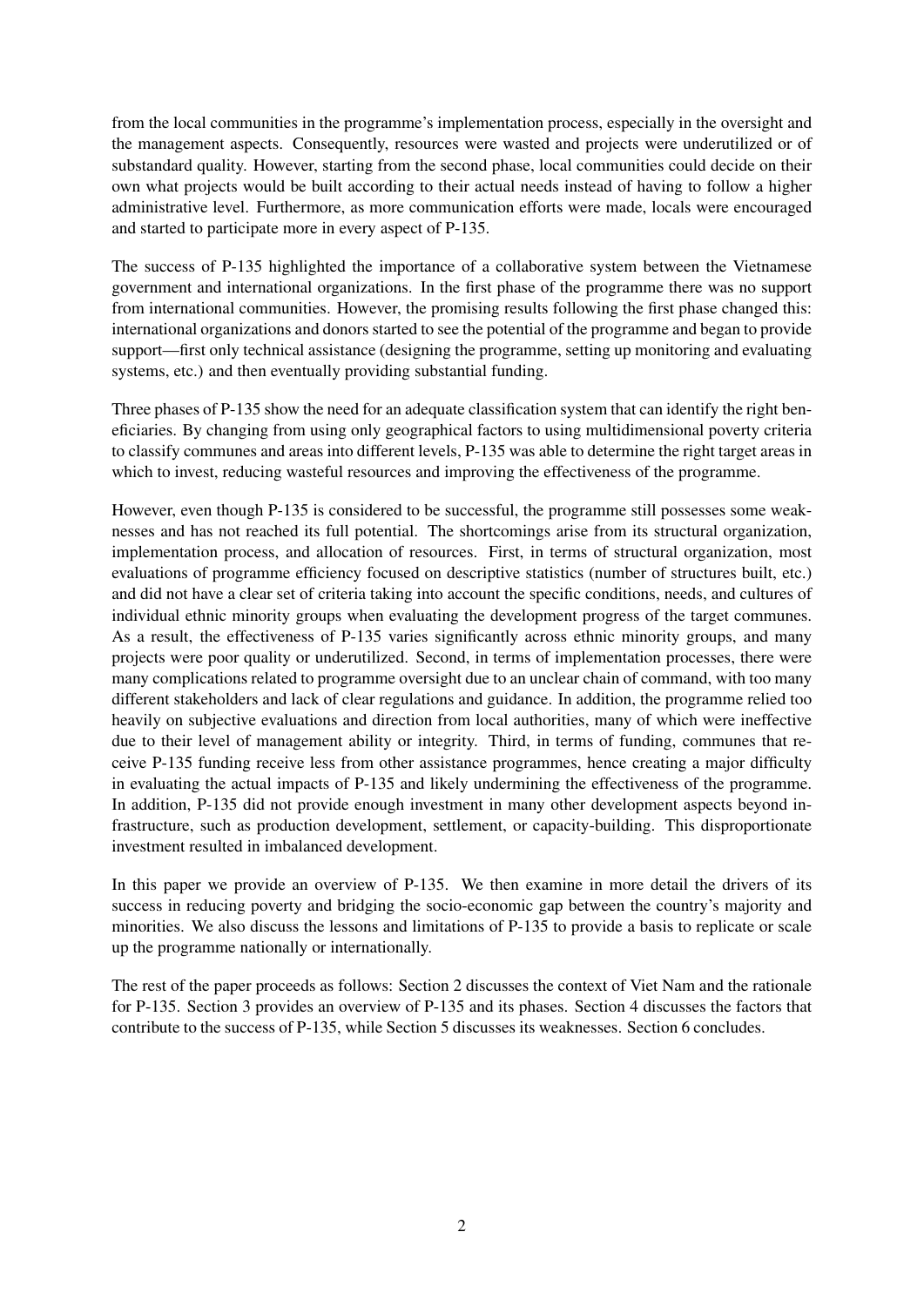from the local communities in the programme's implementation process, especially in the oversight and the management aspects. Consequently, resources were wasted and projects were underutilized or of substandard quality. However, starting from the second phase, local communities could decide on their own what projects would be built according to their actual needs instead of having to follow a higher administrative level. Furthermore, as more communication efforts were made, locals were encouraged and started to participate more in every aspect of P-135.

The success of P-135 highlighted the importance of a collaborative system between the Vietnamese government and international organizations. In the first phase of the programme there was no support from international communities. However, the promising results following the first phase changed this: international organizations and donors started to see the potential of the programme and began to provide support—first only technical assistance (designing the programme, setting up monitoring and evaluating systems, etc.) and then eventually providing substantial funding.

Three phases of P-135 show the need for an adequate classification system that can identify the right beneficiaries. By changing from using only geographical factors to using multidimensional poverty criteria to classify communes and areas into different levels, P-135 was able to determine the right target areas in which to invest, reducing wasteful resources and improving the effectiveness of the programme.

However, even though P-135 is considered to be successful, the programme still possesses some weaknesses and has not reached its full potential. The shortcomings arise from its structural organization, implementation process, and allocation of resources. First, in terms of structural organization, most evaluations of programme efficiency focused on descriptive statistics (number of structures built, etc.) and did not have a clear set of criteria taking into account the specific conditions, needs, and cultures of individual ethnic minority groups when evaluating the development progress of the target communes. As a result, the effectiveness of P-135 varies significantly across ethnic minority groups, and many projects were poor quality or underutilized. Second, in terms of implementation processes, there were many complications related to programme oversight due to an unclear chain of command, with too many different stakeholders and lack of clear regulations and guidance. In addition, the programme relied too heavily on subjective evaluations and direction from local authorities, many of which were ineffective due to their level of management ability or integrity. Third, in terms of funding, communes that receive P-135 funding receive less from other assistance programmes, hence creating a major difficulty in evaluating the actual impacts of P-135 and likely undermining the effectiveness of the programme. In addition, P-135 did not provide enough investment in many other development aspects beyond infrastructure, such as production development, settlement, or capacity-building. This disproportionate investment resulted in imbalanced development.

In this paper we provide an overview of P-135. We then examine in more detail the drivers of its success in reducing poverty and bridging the socio-economic gap between the country's majority and minorities. We also discuss the lessons and limitations of P-135 to provide a basis to replicate or scale up the programme nationally or internationally.

The rest of the paper proceeds as follows: Section 2 discusses the context of Viet Nam and the rationale for P-135. Section 3 provides an overview of P-135 and its phases. Section 4 discusses the factors that contribute to the success of P-135, while Section 5 discusses its weaknesses. Section 6 concludes.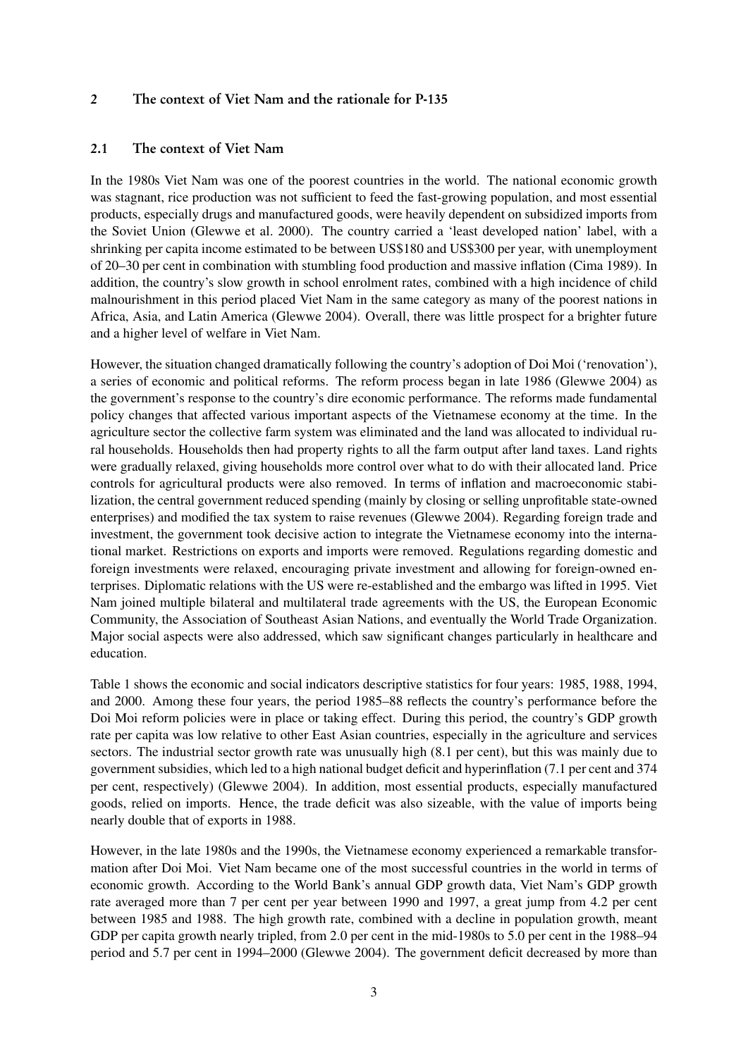## 2 The context of Viet Nam and the rationale for P-135

### 2.1 The context of Viet Nam

In the 1980s Viet Nam was one of the poorest countries in the world. The national economic growth was stagnant, rice production was not sufficient to feed the fast-growing population, and most essential products, especially drugs and manufactured goods, were heavily dependent on subsidized imports from the Soviet Union (Glewwe et al. 2000). The country carried a 'least developed nation' label, with a shrinking per capita income estimated to be between US$180 and US$300 per year, with unemployment of 20–30 per cent in combination with stumbling food production and massive inflation (Cima 1989). In addition, the country's slow growth in school enrolment rates, combined with a high incidence of child malnourishment in this period placed Viet Nam in the same category as many of the poorest nations in Africa, Asia, and Latin America (Glewwe 2004). Overall, there was little prospect for a brighter future and a higher level of welfare in Viet Nam.

However, the situation changed dramatically following the country's adoption of Doi Moi ('renovation'), a series of economic and political reforms. The reform process began in late 1986 (Glewwe 2004) as the government's response to the country's dire economic performance. The reforms made fundamental policy changes that affected various important aspects of the Vietnamese economy at the time. In the agriculture sector the collective farm system was eliminated and the land was allocated to individual rural households. Households then had property rights to all the farm output after land taxes. Land rights were gradually relaxed, giving households more control over what to do with their allocated land. Price controls for agricultural products were also removed. In terms of inflation and macroeconomic stabilization, the central government reduced spending (mainly by closing or selling unprofitable state-owned enterprises) and modified the tax system to raise revenues (Glewwe 2004). Regarding foreign trade and investment, the government took decisive action to integrate the Vietnamese economy into the international market. Restrictions on exports and imports were removed. Regulations regarding domestic and foreign investments were relaxed, encouraging private investment and allowing for foreign-owned enterprises. Diplomatic relations with the US were re-established and the embargo was lifted in 1995. Viet Nam joined multiple bilateral and multilateral trade agreements with the US, the European Economic Community, the Association of Southeast Asian Nations, and eventually the World Trade Organization. Major social aspects were also addressed, which saw significant changes particularly in healthcare and education.

Table 1 shows the economic and social indicators descriptive statistics for four years: 1985, 1988, 1994, and 2000. Among these four years, the period 1985–88 reflects the country's performance before the Doi Moi reform policies were in place or taking effect. During this period, the country's GDP growth rate per capita was low relative to other East Asian countries, especially in the agriculture and services sectors. The industrial sector growth rate was unusually high (8.1 per cent), but this was mainly due to government subsidies, which led to a high national budget deficit and hyperinflation (7.1 per cent and 374 per cent, respectively) (Glewwe 2004). In addition, most essential products, especially manufactured goods, relied on imports. Hence, the trade deficit was also sizeable, with the value of imports being nearly double that of exports in 1988.

However, in the late 1980s and the 1990s, the Vietnamese economy experienced a remarkable transformation after Doi Moi. Viet Nam became one of the most successful countries in the world in terms of economic growth. According to the World Bank's annual GDP growth data, Viet Nam's GDP growth rate averaged more than 7 per cent per year between 1990 and 1997, a great jump from 4.2 per cent between 1985 and 1988. The high growth rate, combined with a decline in population growth, meant GDP per capita growth nearly tripled, from 2.0 per cent in the mid-1980s to 5.0 per cent in the 1988–94 period and 5.7 per cent in 1994–2000 (Glewwe 2004). The government deficit decreased by more than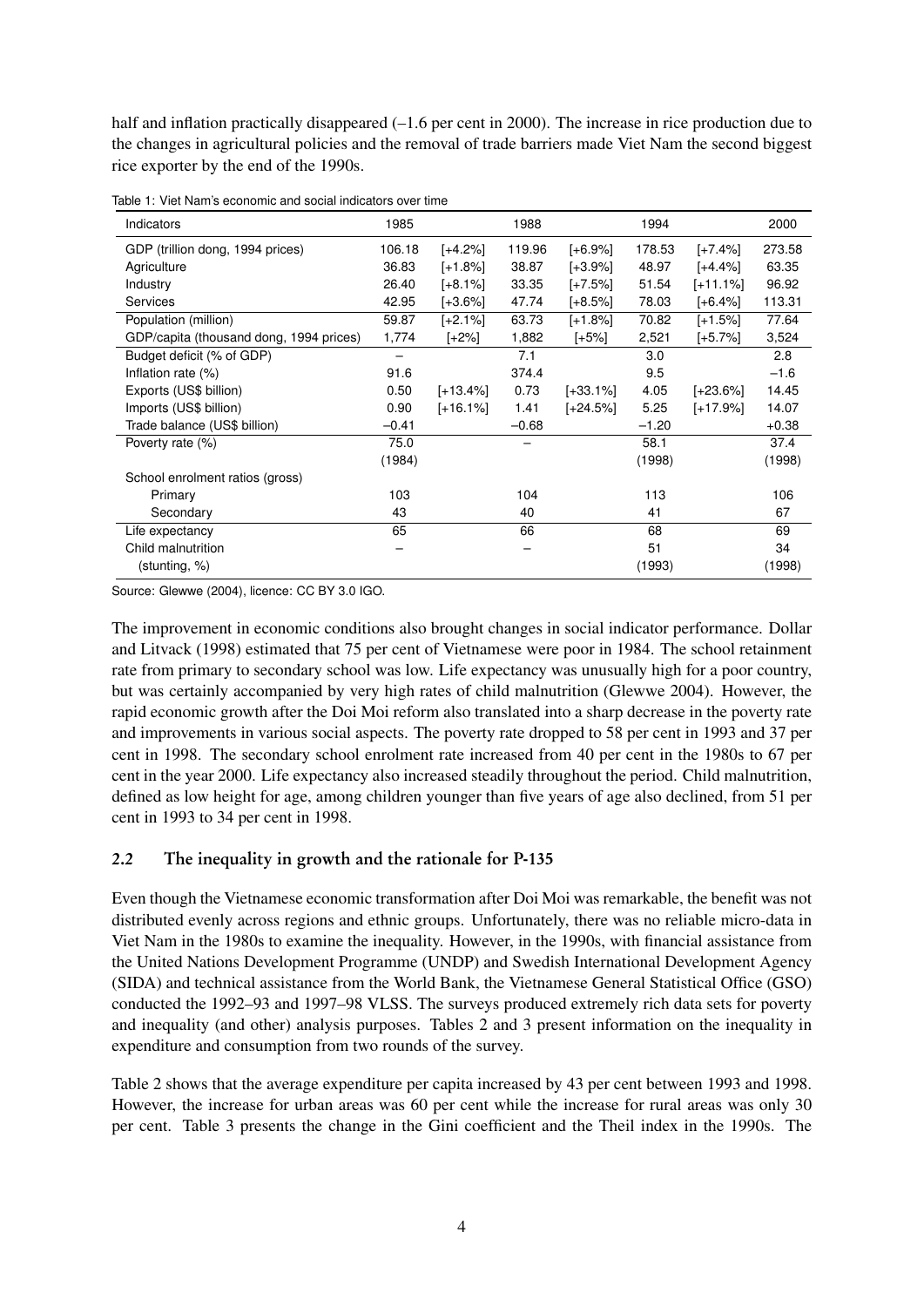half and inflation practically disappeared (–1.6 per cent in 2000). The increase in rice production due to the changes in agricultural policies and the removal of trade barriers made Viet Nam the second biggest rice exporter by the end of the 1990s.

Table 1: Viet Nam's economic and social indicators over time

| Indicators | 1985 | | 1988 | | 1994 | | 2000 |
|---|---|---|---|---|---|---|---|
| GDP (trillion dong, 1994 prices) | 106.18 | [+4.2%] | 119.96 | [+6.9%] | 178.53 | [+7.4%] | 273.58 |
| Agriculture | 36.83 | [+1.8%] | 38.87 | [+3.9%] | 48.97 | [+4.4%] | 63.35 |
| Industry | 26.40 | [+8.1%] | 33.35 | [+7.5%] | 51.54 | [+11.1%] | 96.92 |
| Services | 42.95 | [+3.6%] | 47.74 | [+8.5%] | 78.03 | [+6.4%] | 113.31 |
| Population (million) | 59.87 | [+2.1%] | 63.73 | [+1.8%] | 70.82 | [+1.5%] | 77.64 |
| GDP/capita (thousand dong, 1994 prices) | 1,774 | [+2%] | 1,882 | [+5%] | 2,521 | [+5.7%] | 3,524 |
| Budget deficit (% of GDP) | – | | 7.1 | | 3.0 | | 2.8 |
| Inflation rate (%) | 91.6 | | 374.4 | | 9.5 | | –1.6 |
| Exports (US$ billion) | 0.50 | [+13.4%] | 0.73 | [+33.1%] | 4.05 | [+23.6%] | 14.45 |
| Imports (US$ billion) | 0.90 | [+16.1%] | 1.41 | [+24.5%] | 5.25 | [+17.9%] | 14.07 |
| Trade balance (US$ billion) | –0.41 | | –0.68 | | –1.20 | | +0.38 |
| Poverty rate (%) | 75.0 | | – | | 58.1 | | 37.4 |
| | (1984) | | | | (1998) | | (1998) |
| School enrolment ratios (gross) | | | | | | | |
| Primary | 103 | | 104 | | 113 | | 106 |
| Secondary | 43 | | 40 | | 41 | | 67 |
| Life expectancy | 65 | | 66 | | 68 | | 69 |
| Child malnutrition | – | | – | | 51 | | 34 |
| (stunting, %) | | | | | (1993) | | (1998) |

Source: Glewwe (2004), licence: CC BY 3.0 IGO.

The improvement in economic conditions also brought changes in social indicator performance. Dollar and Litvack (1998) estimated that 75 per cent of Vietnamese were poor in 1984. The school retainment rate from primary to secondary school was low. Life expectancy was unusually high for a poor country, but was certainly accompanied by very high rates of child malnutrition (Glewwe 2004). However, the rapid economic growth after the Doi Moi reform also translated into a sharp decrease in the poverty rate and improvements in various social aspects. The poverty rate dropped to 58 per cent in 1993 and 37 per cent in 1998. The secondary school enrolment rate increased from 40 per cent in the 1980s to 67 per cent in the year 2000. Life expectancy also increased steadily throughout the period. Child malnutrition, defined as low height for age, among children younger than five years of age also declined, from 51 per cent in 1993 to 34 per cent in 1998.

### 2.2 The inequality in growth and the rationale for P-135

Even though the Vietnamese economic transformation after Doi Moi was remarkable, the benefit was not distributed evenly across regions and ethnic groups. Unfortunately, there was no reliable micro-data in Viet Nam in the 1980s to examine the inequality. However, in the 1990s, with financial assistance from the United Nations Development Programme (UNDP) and Swedish International Development Agency (SIDA) and technical assistance from the World Bank, the Vietnamese General Statistical Office (GSO) conducted the 1992–93 and 1997–98 VLSS. The surveys produced extremely rich data sets for poverty and inequality (and other) analysis purposes. Tables 2 and 3 present information on the inequality in expenditure and consumption from two rounds of the survey.

Table 2 shows that the average expenditure per capita increased by 43 per cent between 1993 and 1998. However, the increase for urban areas was 60 per cent while the increase for rural areas was only 30 per cent. Table 3 presents the change in the Gini coefficient and the Theil index in the 1990s. The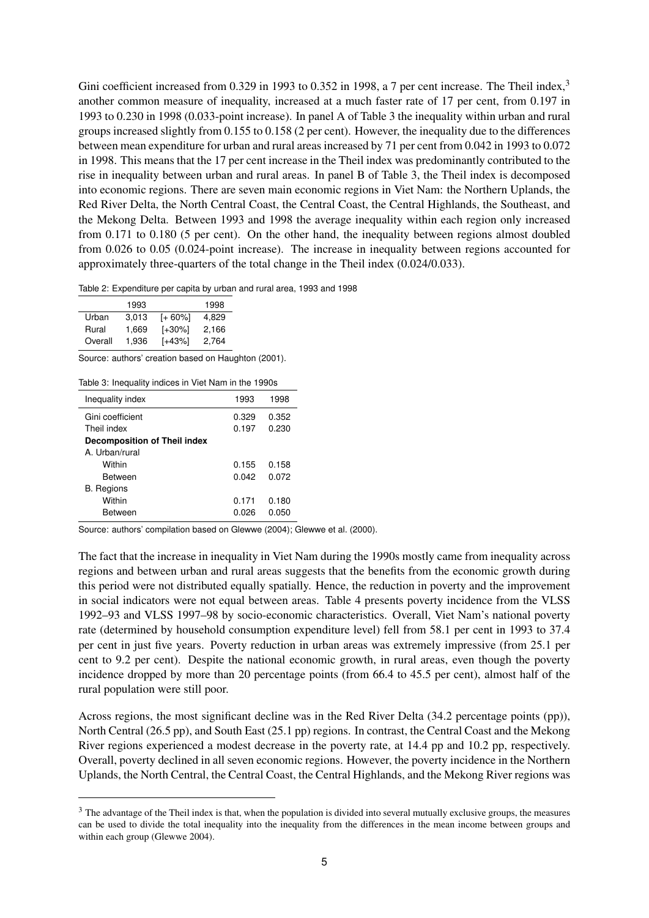Gini coefficient increased from 0.329 in 1993 to 0.352 in 1998, a 7 per cent increase. The Theil index,[3] another common measure of inequality, increased at a much faster rate of 17 per cent, from 0.197 in 1993 to 0.230 in 1998 (0.033-point increase). In panel A of Table 3 the inequality within urban and rural groups increased slightly from 0.155 to 0.158 (2 per cent). However, the inequality due to the differences between mean expenditure for urban and rural areas increased by 71 per cent from 0.042 in 1993 to 0.072 in 1998. This means that the 17 per cent increase in the Theil index was predominantly contributed to the rise in inequality between urban and rural areas. In panel B of Table 3, the Theil index is decomposed into economic regions. There are seven main economic regions in Viet Nam: the Northern Uplands, the Red River Delta, the North Central Coast, the Central Coast, the Central Highlands, the Southeast, and the Mekong Delta. Between 1993 and 1998 the average inequality within each region only increased from 0.171 to 0.180 (5 per cent). On the other hand, the inequality between regions almost doubled from 0.026 to 0.05 (0.024-point increase). The increase in inequality between regions accounted for approximately three-quarters of the total change in the Theil index (0.024/0.033).

Table 2: Expenditure per capita by urban and rural area, 1993 and 1998

| | 1993 | | 1998 |
|---|---|---|---|
| Urban | 3,013 | [+ 60%] | 4,829 |
| Rural | 1,669 | [+30%] | 2,166 |
| Overall | 1,936 | [+43%] | 2,764 |

Source: authors' creation based on Haughton (2001).

Table 3: Inequality indices in Viet Nam in the 1990s

| Inequality index | 1993 | 1998 |
|---|---|---|
| Gini coefficient | 0.329 | 0.352 |
| Theil index | 0.197 | 0.230 |
| **Decomposition of Theil index** | | |
| A. Urban/rural | | |
| Within | 0.155 | 0.158 |
| Between | 0.042 | 0.072 |
| B. Regions | | |
| Within | 0.171 | 0.180 |
| Between | 0.026 | 0.050 |

Source: authors' compilation based on Glewwe (2004); Glewwe et al. (2000).

The fact that the increase in inequality in Viet Nam during the 1990s mostly came from inequality across regions and between urban and rural areas suggests that the benefits from the economic growth during this period were not distributed equally spatially. Hence, the reduction in poverty and the improvement in social indicators were not equal between areas. Table 4 presents poverty incidence from the VLSS 1992–93 and VLSS 1997–98 by socio-economic characteristics. Overall, Viet Nam's national poverty rate (determined by household consumption expenditure level) fell from 58.1 per cent in 1993 to 37.4 per cent in just five years. Poverty reduction in urban areas was extremely impressive (from 25.1 per cent to 9.2 per cent). Despite the national economic growth, in rural areas, even though the poverty incidence dropped by more than 20 percentage points (from 66.4 to 45.5 per cent), almost half of the rural population were still poor.

Across regions, the most significant decline was in the Red River Delta (34.2 percentage points (pp)), North Central (26.5 pp), and South East (25.1 pp) regions. In contrast, the Central Coast and the Mekong River regions experienced a modest decrease in the poverty rate, at 14.4 pp and 10.2 pp, respectively. Overall, poverty declined in all seven economic regions. However, the poverty incidence in the Northern Uplands, the North Central, the Central Coast, the Central Highlands, and the Mekong River regions was

[3] The advantage of the Theil index is that, when the population is divided into several mutually exclusive groups, the measures can be used to divide the total inequality into the inequality from the differences in the mean income between groups and within each group (Glewwe 2004).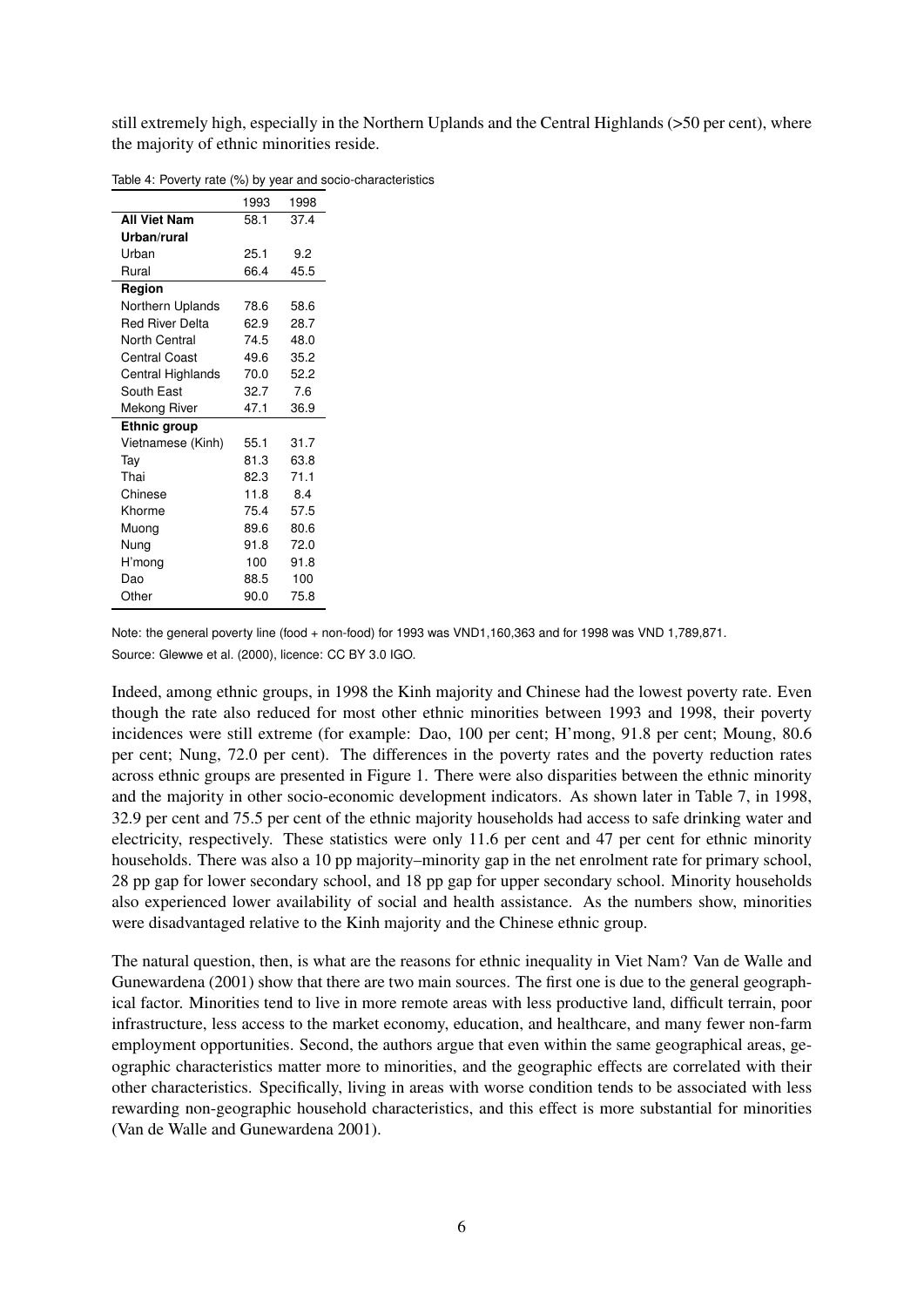still extremely high, especially in the Northern Uplands and the Central Highlands (>50 per cent), where the majority of ethnic minorities reside.

Table 4: Poverty rate (%) by year and socio-characteristics

| | 1993 | 1998 |
|---|---|---|
| **All Viet Nam** | 58.1 | 37.4 |
| **Urban/rural** | | |
| Urban | 25.1 | 9.2 |
| Rural | 66.4 | 45.5 |
| **Region** | | |
| Northern Uplands | 78.6 | 58.6 |
| Red River Delta | 62.9 | 28.7 |
| North Central | 74.5 | 48.0 |
| Central Coast | 49.6 | 35.2 |
| Central Highlands | 70.0 | 52.2 |
| South East | 32.7 | 7.6 |
| Mekong River | 47.1 | 36.9 |
| **Ethnic group** | | |
| Vietnamese (Kinh) | 55.1 | 31.7 |
| Tay | 81.3 | 63.8 |
| Thai | 82.3 | 71.1 |
| Chinese | 11.8 | 8.4 |
| Khorme | 75.4 | 57.5 |
| Muong | 89.6 | 80.6 |
| Nung | 91.8 | 72.0 |
| H'mong | 100 | 91.8 |
| Dao | 88.5 | 100 |
| Other | 90.0 | 75.8 |

Note: the general poverty line (food + non-food) for 1993 was VND1,160,363 and for 1998 was VND 1,789,871.

Source: Glewwe et al. (2000), licence: CC BY 3.0 IGO.

Indeed, among ethnic groups, in 1998 the Kinh majority and Chinese had the lowest poverty rate. Even though the rate also reduced for most other ethnic minorities between 1993 and 1998, their poverty incidences were still extreme (for example: Dao, 100 per cent; H'mong, 91.8 per cent; Moung, 80.6 per cent; Nung, 72.0 per cent). The differences in the poverty rates and the poverty reduction rates across ethnic groups are presented in Figure 1. There were also disparities between the ethnic minority and the majority in other socio-economic development indicators. As shown later in Table 7, in 1998, 32.9 per cent and 75.5 per cent of the ethnic majority households had access to safe drinking water and electricity, respectively. These statistics were only 11.6 per cent and 47 per cent for ethnic minority households. There was also a 10 pp majority–minority gap in the net enrolment rate for primary school, 28 pp gap for lower secondary school, and 18 pp gap for upper secondary school. Minority households also experienced lower availability of social and health assistance. As the numbers show, minorities were disadvantaged relative to the Kinh majority and the Chinese ethnic group.

The natural question, then, is what are the reasons for ethnic inequality in Viet Nam? Van de Walle and Gunewardena (2001) show that there are two main sources. The first one is due to the general geographical factor. Minorities tend to live in more remote areas with less productive land, difficult terrain, poor infrastructure, less access to the market economy, education, and healthcare, and many fewer non-farm employment opportunities. Second, the authors argue that even within the same geographical areas, geographic characteristics matter more to minorities, and the geographic effects are correlated with their other characteristics. Specifically, living in areas with worse condition tends to be associated with less rewarding non-geographic household characteristics, and this effect is more substantial for minorities (Van de Walle and Gunewardena 2001).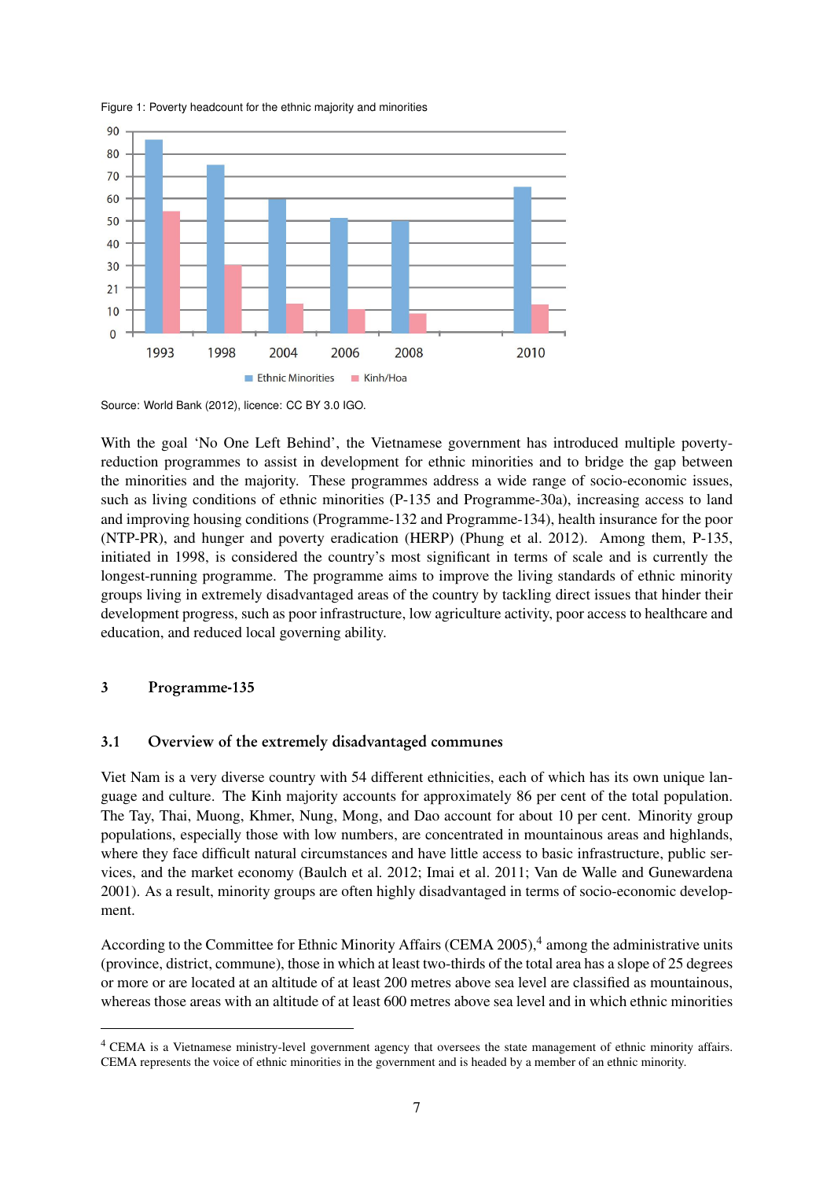Figure 1: Poverty headcount for the ethnic majority and minorities

Source: World Bank (2012), licence: CC BY 3.0 IGO.

With the goal 'No One Left Behind', the Vietnamese government has introduced multiple poverty-reduction programmes to assist in development for ethnic minorities and to bridge the gap between the minorities and the majority. These programmes address a wide range of socio-economic issues, such as living conditions of ethnic minorities (P-135 and Programme-30a), increasing access to land and improving housing conditions (Programme-132 and Programme-134), health insurance for the poor (NTP-PR), and hunger and poverty eradication (HERP) (Phung et al. 2012). Among them, P-135, initiated in 1998, is considered the country's most significant in terms of scale and is currently the longest-running programme. The programme aims to improve the living standards of ethnic minority groups living in extremely disadvantaged areas of the country by tackling direct issues that hinder their development progress, such as poor infrastructure, low agriculture activity, poor access to healthcare and education, and reduced local governing ability.

## 3 Programme-135

### 3.1 Overview of the extremely disadvantaged communes

Viet Nam is a very diverse country with 54 different ethnicities, each of which has its own unique language and culture. The Kinh majority accounts for approximately 86 per cent of the total population. The Tay, Thai, Muong, Khmer, Nung, Mong, and Dao account for about 10 per cent. Minority group populations, especially those with low numbers, are concentrated in mountainous areas and highlands, where they face difficult natural circumstances and have little access to basic infrastructure, public services, and the market economy (Baulch et al. 2012; Imai et al. 2011; Van de Walle and Gunewardena 2001). As a result, minority groups are often highly disadvantaged in terms of socio-economic development.

According to the Committee for Ethnic Minority Affairs (CEMA 2005),[4] among the administrative units (province, district, commune), those in which at least two-thirds of the total area has a slope of 25 degrees or more or are located at an altitude of at least 200 metres above sea level are classified as mountainous, whereas those areas with an altitude of at least 600 metres above sea level and in which ethnic minorities

[4] CEMA is a Vietnamese ministry-level government agency that oversees the state management of ethnic minority affairs. CEMA represents the voice of ethnic minorities in the government and is headed by a member of an ethnic minority.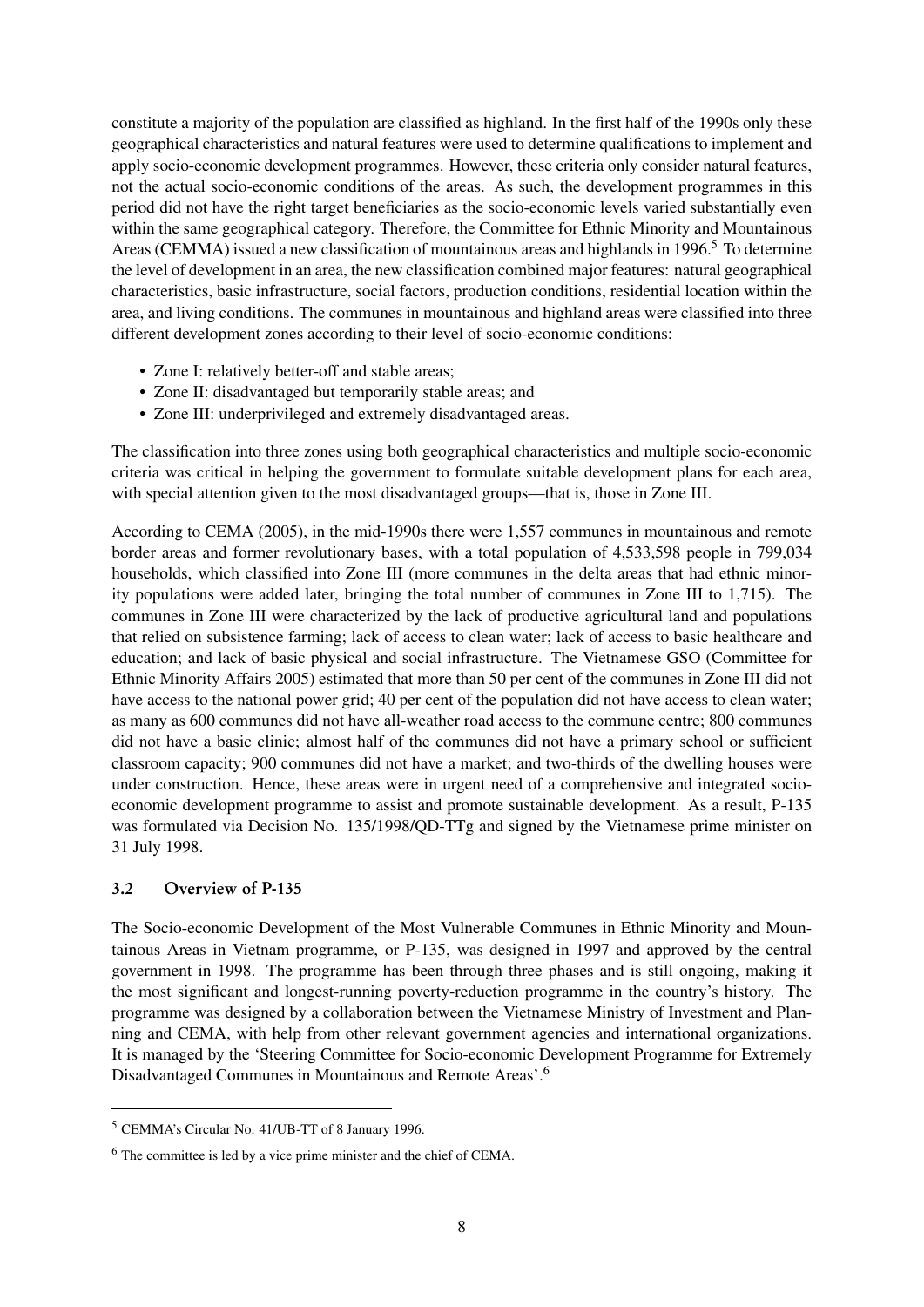constitute a majority of the population are classified as highland. In the first half of the 1990s only these geographical characteristics and natural features were used to determine qualifications to implement and apply socio-economic development programmes. However, these criteria only consider natural features, not the actual socio-economic conditions of the areas. As such, the development programmes in this period did not have the right target beneficiaries as the socio-economic levels varied substantially even within the same geographical category. Therefore, the Committee for Ethnic Minority and Mountainous Areas (CEMMA) issued a new classification of mountainous areas and highlands in 1996.[5] To determine the level of development in an area, the new classification combined major features: natural geographical characteristics, basic infrastructure, social factors, production conditions, residential location within the area, and living conditions. The communes in mountainous and highland areas were classified into three different development zones according to their level of socio-economic conditions:

- Zone I: relatively better-off and stable areas;
- Zone II: disadvantaged but temporarily stable areas; and
- Zone III: underprivileged and extremely disadvantaged areas.

The classification into three zones using both geographical characteristics and multiple socio-economic criteria was critical in helping the government to formulate suitable development plans for each area, with special attention given to the most disadvantaged groups—that is, those in Zone III.

According to CEMA (2005), in the mid-1990s there were 1,557 communes in mountainous and remote border areas and former revolutionary bases, with a total population of 4,533,598 people in 799,034 households, which classified into Zone III (more communes in the delta areas that had ethnic minority populations were added later, bringing the total number of communes in Zone III to 1,715). The communes in Zone III were characterized by the lack of productive agricultural land and populations that relied on subsistence farming; lack of access to clean water; lack of access to basic healthcare and education; and lack of basic physical and social infrastructure. The Vietnamese GSO (Committee for Ethnic Minority Affairs 2005) estimated that more than 50 per cent of the communes in Zone III did not have access to the national power grid; 40 per cent of the population did not have access to clean water; as many as 600 communes did not have all-weather road access to the commune centre; 800 communes did not have a basic clinic; almost half of the communes did not have a primary school or sufficient classroom capacity; 900 communes did not have a market; and two-thirds of the dwelling houses were under construction. Hence, these areas were in urgent need of a comprehensive and integrated socio-economic development programme to assist and promote sustainable development. As a result, P-135 was formulated via Decision No. 135/1998/QD-TTg and signed by the Vietnamese prime minister on 31 July 1998.

### 3.2 Overview of P-135

The Socio-economic Development of the Most Vulnerable Communes in Ethnic Minority and Mountainous Areas in Vietnam programme, or P-135, was designed in 1997 and approved by the central government in 1998. The programme has been through three phases and is still ongoing, making it the most significant and longest-running poverty-reduction programme in the country's history. The programme was designed by a collaboration between the Vietnamese Ministry of Investment and Planning and CEMA, with help from other relevant government agencies and international organizations. It is managed by the 'Steering Committee for Socio-economic Development Programme for Extremely Disadvantaged Communes in Mountainous and Remote Areas'.[6]

[5] CEMMA's Circular No. 41/UB-TT of 8 January 1996.

[6] The committee is led by a vice prime minister and the chief of CEMA.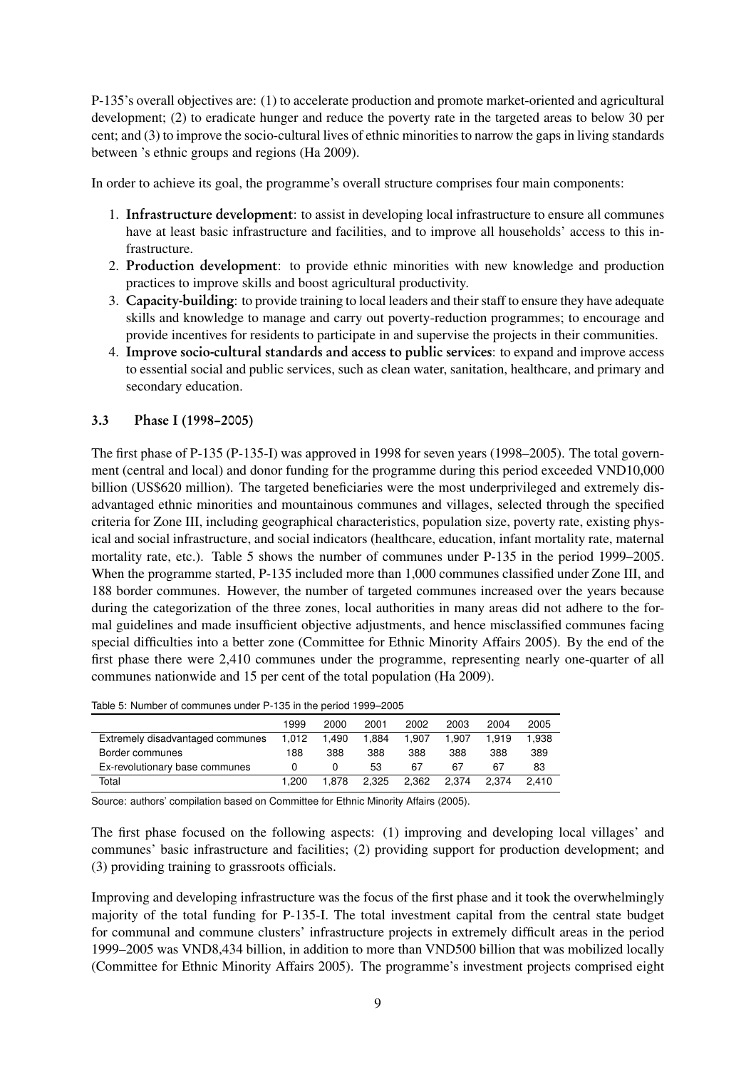P-135's overall objectives are: (1) to accelerate production and promote market-oriented and agricultural development; (2) to eradicate hunger and reduce the poverty rate in the targeted areas to below 30 per cent; and (3) to improve the socio-cultural lives of ethnic minorities to narrow the gaps in living standards between 's ethnic groups and regions (Ha 2009).

In order to achieve its goal, the programme's overall structure comprises four main components:

1. **Infrastructure development**: to assist in developing local infrastructure to ensure all communes have at least basic infrastructure and facilities, and to improve all households' access to this infrastructure.
2. **Production development**: to provide ethnic minorities with new knowledge and production practices to improve skills and boost agricultural productivity.
3. **Capacity-building**: to provide training to local leaders and their staff to ensure they have adequate skills and knowledge to manage and carry out poverty-reduction programmes; to encourage and provide incentives for residents to participate in and supervise the projects in their communities.
4. **Improve socio-cultural standards and access to public services**: to expand and improve access to essential social and public services, such as clean water, sanitation, healthcare, and primary and secondary education.

### 3.3 Phase I (1998–2005)

The first phase of P-135 (P-135-I) was approved in 1998 for seven years (1998–2005). The total government (central and local) and donor funding for the programme during this period exceeded VND10,000 billion (US$620 million). The targeted beneficiaries were the most underprivileged and extremely disadvantaged ethnic minorities and mountainous communes and villages, selected through the specified criteria for Zone III, including geographical characteristics, population size, poverty rate, existing physical and social infrastructure, and social indicators (healthcare, education, infant mortality rate, maternal mortality rate, etc.). Table 5 shows the number of communes under P-135 in the period 1999–2005. When the programme started, P-135 included more than 1,000 communes classified under Zone III, and 188 border communes. However, the number of targeted communes increased over the years because during the categorization of the three zones, local authorities in many areas did not adhere to the formal guidelines and made insufficient objective adjustments, and hence misclassified communes facing special difficulties into a better zone (Committee for Ethnic Minority Affairs 2005). By the end of the first phase there were 2,410 communes under the programme, representing nearly one-quarter of all communes nationwide and 15 per cent of the total population (Ha 2009).

Table 5: Number of communes under P-135 in the period 1999–2005

| | 1999 | 2000 | 2001 | 2002 | 2003 | 2004 | 2005 |
|---|---|---|---|---|---|---|---|
| Extremely disadvantaged communes | 1,012 | 1,490 | 1,884 | 1,907 | 1,907 | 1,919 | 1,938 |
| Border communes | 188 | 388 | 388 | 388 | 388 | 388 | 389 |
| Ex-revolutionary base communes | 0 | 0 | 53 | 67 | 67 | 67 | 83 |
| Total | 1,200 | 1,878 | 2,325 | 2,362 | 2,374 | 2,374 | 2,410 |

Source: authors' compilation based on Committee for Ethnic Minority Affairs (2005).

The first phase focused on the following aspects: (1) improving and developing local villages' and communes' basic infrastructure and facilities; (2) providing support for production development; and (3) providing training to grassroots officials.

Improving and developing infrastructure was the focus of the first phase and it took the overwhelmingly majority of the total funding for P-135-I. The total investment capital from the central state budget for communal and commune clusters' infrastructure projects in extremely difficult areas in the period 1999–2005 was VND8,434 billion, in addition to more than VND500 billion that was mobilized locally (Committee for Ethnic Minority Affairs 2005). The programme's investment projects comprised eight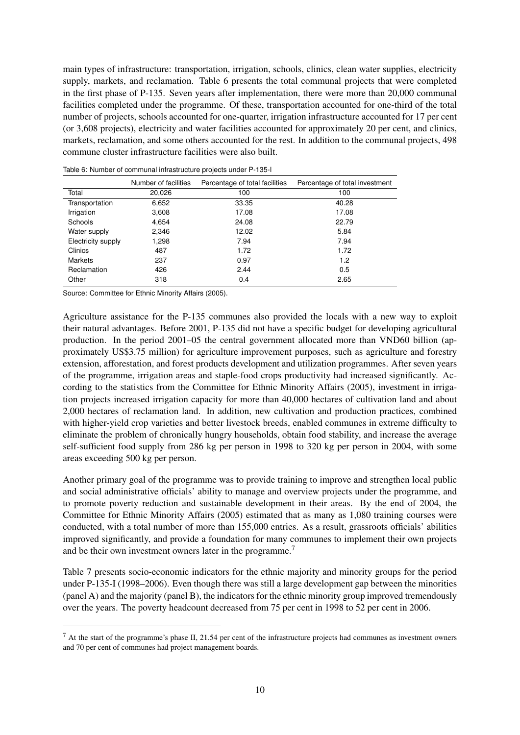main types of infrastructure: transportation, irrigation, schools, clinics, clean water supplies, electricity supply, markets, and reclamation. Table 6 presents the total communal projects that were completed in the first phase of P-135. Seven years after implementation, there were more than 20,000 communal facilities completed under the programme. Of these, transportation accounted for one-third of the total number of projects, schools accounted for one-quarter, irrigation infrastructure accounted for 17 per cent (or 3,608 projects), electricity and water facilities accounted for approximately 20 per cent, and clinics, markets, reclamation, and some others accounted for the rest. In addition to the communal projects, 498 commune cluster infrastructure facilities were also built.

Table 6: Number of communal infrastructure projects under P-135-I

| | Number of facilities | Percentage of total facilities | Percentage of total investment |
|---|---|---|---|
| Total | 20,026 | 100 | 100 |
| Transportation | 6,652 | 33.35 | 40.28 |
| Irrigation | 3,608 | 17.08 | 17.08 |
| Schools | 4,654 | 24.08 | 22.79 |
| Water supply | 2,346 | 12.02 | 5.84 |
| Electricity supply | 1,298 | 7.94 | 7.94 |
| Clinics | 487 | 1.72 | 1.72 |
| Markets | 237 | 0.97 | 1.2 |
| Reclamation | 426 | 2.44 | 0.5 |
| Other | 318 | 0.4 | 2.65 |

Source: Committee for Ethnic Minority Affairs (2005).

Agriculture assistance for the P-135 communes also provided the locals with a new way to exploit their natural advantages. Before 2001, P-135 did not have a specific budget for developing agricultural production. In the period 2001–05 the central government allocated more than VND60 billion (approximately US$3.75 million) for agriculture improvement purposes, such as agriculture and forestry extension, afforestation, and forest products development and utilization programmes. After seven years of the programme, irrigation areas and staple-food crops productivity had increased significantly. According to the statistics from the Committee for Ethnic Minority Affairs (2005), investment in irrigation projects increased irrigation capacity for more than 40,000 hectares of cultivation land and about 2,000 hectares of reclamation land. In addition, new cultivation and production practices, combined with higher-yield crop varieties and better livestock breeds, enabled communes in extreme difficulty to eliminate the problem of chronically hungry households, obtain food stability, and increase the average self-sufficient food supply from 286 kg per person in 1998 to 320 kg per person in 2004, with some areas exceeding 500 kg per person.

Another primary goal of the programme was to provide training to improve and strengthen local public and social administrative officials' ability to manage and overview projects under the programme, and to promote poverty reduction and sustainable development in their areas. By the end of 2004, the Committee for Ethnic Minority Affairs (2005) estimated that as many as 1,080 training courses were conducted, with a total number of more than 155,000 entries. As a result, grassroots officials' abilities improved significantly, and provide a foundation for many communes to implement their own projects and be their own investment owners later in the programme.[7]

Table 7 presents socio-economic indicators for the ethnic majority and minority groups for the period under P-135-I (1998–2006). Even though there was still a large development gap between the minorities (panel A) and the majority (panel B), the indicators for the ethnic minority group improved tremendously over the years. The poverty headcount decreased from 75 per cent in 1998 to 52 per cent in 2006.

[7] At the start of the programme's phase II, 21.54 per cent of the infrastructure projects had communes as investment owners and 70 per cent of communes had project management boards.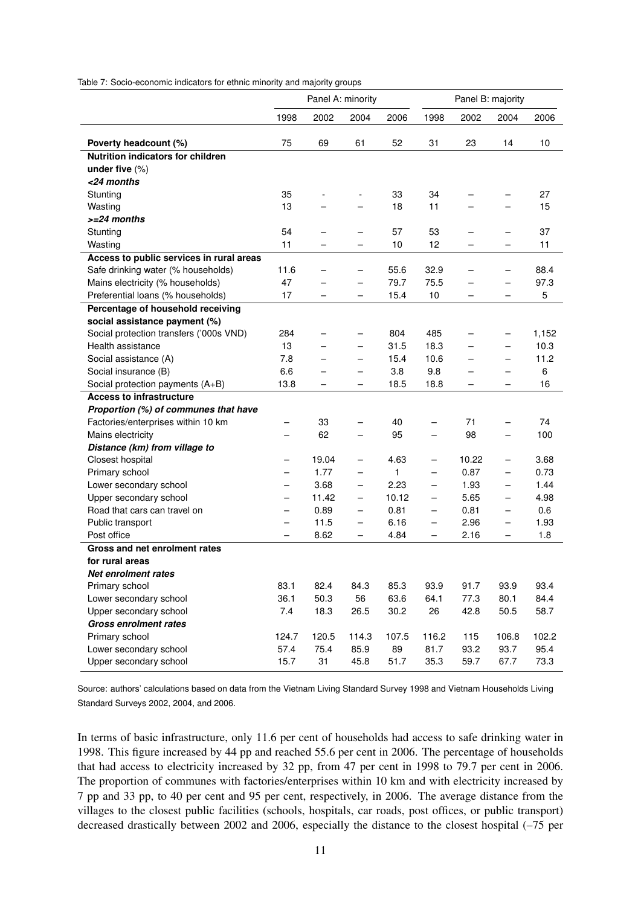Table 7: Socio-economic indicators for ethnic minority and majority groups

| | Panel A: minority | | | | Panel B: majority | | | |
|---|---|---|---|---|---|---|---|---|
| | 1998 | 2002 | 2004 | 2006 | 1998 | 2002 | 2004 | 2006 |
| **Poverty headcount (%)** | 75 | 69 | 61 | 52 | 31 | 23 | 14 | 10 |
| **Nutrition indicators for children under five** (%) | | | | | | | | |
| ***<24 months*** | | | | | | | | |
| Stunting | 35 | - | - | 33 | 34 | – | – | 27 |
| Wasting | 13 | – | – | 18 | 11 | – | – | 15 |
| ***>=24 months*** | | | | | | | | |
| Stunting | 54 | – | – | 57 | 53 | – | – | 37 |
| Wasting | 11 | – | – | 10 | 12 | – | – | 11 |
| **Access to public services in rural areas** | | | | | | | | |
| Safe drinking water (% households) | 11.6 | – | – | 55.6 | 32.9 | – | – | 88.4 |
| Mains electricity (% households) | 47 | – | – | 79.7 | 75.5 | – | – | 97.3 |
| Preferential loans (% households) | 17 | – | – | 15.4 | 10 | – | – | 5 |
| **Percentage of household receiving social assistance payment (%)** | | | | | | | | |
| Social protection transfers ('000s VND) | 284 | – | – | 804 | 485 | – | – | 1,152 |
| Health assistance | 13 | – | – | 31.5 | 18.3 | – | – | 10.3 |
| Social assistance (A) | 7.8 | – | – | 15.4 | 10.6 | – | – | 11.2 |
| Social insurance (B) | 6.6 | – | – | 3.8 | 9.8 | – | – | 6 |
| Social protection payments (A+B) | 13.8 | – | – | 18.5 | 18.8 | – | – | 16 |
| **Access to infrastructure** | | | | | | | | |
| ***Proportion (%) of communes that have*** | | | | | | | | |
| Factories/enterprises within 10 km | – | 33 | – | 40 | – | 71 | – | 74 |
| Mains electricity | – | 62 | – | 95 | – | 98 | – | 100 |
| ***Distance (km) from village to*** | | | | | | | | |
| Closest hospital | – | 19.04 | – | 4.63 | – | 10.22 | – | 3.68 |
| Primary school | – | 1.77 | – | 1 | – | 0.87 | – | 0.73 |
| Lower secondary school | – | 3.68 | – | 2.23 | – | 1.93 | – | 1.44 |
| Upper secondary school | – | 11.42 | – | 10.12 | – | 5.65 | – | 4.98 |
| Road that cars can travel on | – | 0.89 | – | 0.81 | – | 0.81 | – | 0.6 |
| Public transport | – | 11.5 | – | 6.16 | – | 2.96 | – | 1.93 |
| Post office | – | 8.62 | – | 4.84 | – | 2.16 | – | 1.8 |
| **Gross and net enrolment rates for rural areas** | | | | | | | | |
| ***Net enrolment rates*** | | | | | | | | |
| Primary school | 83.1 | 82.4 | 84.3 | 85.3 | 93.9 | 91.7 | 93.9 | 93.4 |
| Lower secondary school | 36.1 | 50.3 | 56 | 63.6 | 64.1 | 77.3 | 80.1 | 84.4 |
| Upper secondary school | 7.4 | 18.3 | 26.5 | 30.2 | 26 | 42.8 | 50.5 | 58.7 |
| ***Gross enrolment rates*** | | | | | | | | |
| Primary school | 124.7 | 120.5 | 114.3 | 107.5 | 116.2 | 115 | 106.8 | 102.2 |
| Lower secondary school | 57.4 | 75.4 | 85.9 | 89 | 81.7 | 93.2 | 93.7 | 95.4 |
| Upper secondary school | 15.7 | 31 | 45.8 | 51.7 | 35.3 | 59.7 | 67.7 | 73.3 |

Source: authors' calculations based on data from the Vietnam Living Standard Survey 1998 and Vietnam Households Living Standard Surveys 2002, 2004, and 2006.

In terms of basic infrastructure, only 11.6 per cent of households had access to safe drinking water in 1998. This figure increased by 44 pp and reached 55.6 per cent in 2006. The percentage of households that had access to electricity increased by 32 pp, from 47 per cent in 1998 to 79.7 per cent in 2006. The proportion of communes with factories/enterprises within 10 km and with electricity increased by 7 pp and 33 pp, to 40 per cent and 95 per cent, respectively, in 2006. The average distance from the villages to the closest public facilities (schools, hospitals, car roads, post offices, or public transport) decreased drastically between 2002 and 2006, especially the distance to the closest hospital (–75 per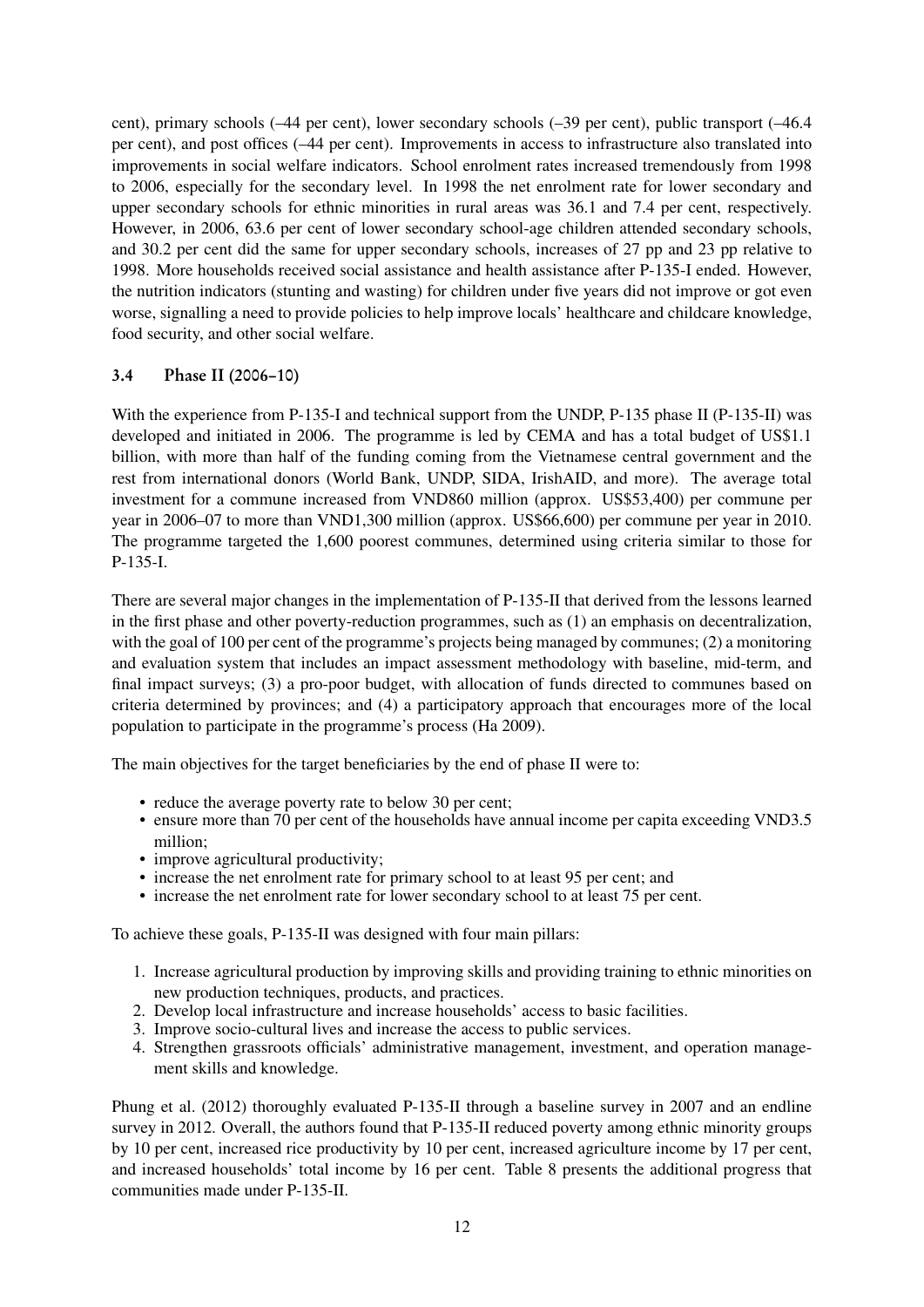cent), primary schools (–44 per cent), lower secondary schools (–39 per cent), public transport (–46.4 per cent), and post offices (–44 per cent). Improvements in access to infrastructure also translated into improvements in social welfare indicators. School enrolment rates increased tremendously from 1998 to 2006, especially for the secondary level. In 1998 the net enrolment rate for lower secondary and upper secondary schools for ethnic minorities in rural areas was 36.1 and 7.4 per cent, respectively. However, in 2006, 63.6 per cent of lower secondary school-age children attended secondary schools, and 30.2 per cent did the same for upper secondary schools, increases of 27 pp and 23 pp relative to 1998. More households received social assistance and health assistance after P-135-I ended. However, the nutrition indicators (stunting and wasting) for children under five years did not improve or got even worse, signalling a need to provide policies to help improve locals' healthcare and childcare knowledge, food security, and other social welfare.

### 3.4 Phase II (2006–10)

With the experience from P-135-I and technical support from the UNDP, P-135 phase II (P-135-II) was developed and initiated in 2006. The programme is led by CEMA and has a total budget of US$1.1 billion, with more than half of the funding coming from the Vietnamese central government and the rest from international donors (World Bank, UNDP, SIDA, IrishAID, and more). The average total investment for a commune increased from VND860 million (approx. US$53,400) per commune per year in 2006–07 to more than VND1,300 million (approx. US$66,600) per commune per year in 2010. The programme targeted the 1,600 poorest communes, determined using criteria similar to those for P-135-I.

There are several major changes in the implementation of P-135-II that derived from the lessons learned in the first phase and other poverty-reduction programmes, such as (1) an emphasis on decentralization, with the goal of 100 per cent of the programme's projects being managed by communes; (2) a monitoring and evaluation system that includes an impact assessment methodology with baseline, mid-term, and final impact surveys; (3) a pro-poor budget, with allocation of funds directed to communes based on criteria determined by provinces; and (4) a participatory approach that encourages more of the local population to participate in the programme's process (Ha 2009).

The main objectives for the target beneficiaries by the end of phase II were to:

- reduce the average poverty rate to below 30 per cent;
- ensure more than 70 per cent of the households have annual income per capita exceeding VND3.5 million;
- improve agricultural productivity;
- increase the net enrolment rate for primary school to at least 95 per cent; and
- increase the net enrolment rate for lower secondary school to at least 75 per cent.

To achieve these goals, P-135-II was designed with four main pillars:

1. Increase agricultural production by improving skills and providing training to ethnic minorities on new production techniques, products, and practices.
2. Develop local infrastructure and increase households' access to basic facilities.
3. Improve socio-cultural lives and increase the access to public services.
4. Strengthen grassroots officials' administrative management, investment, and operation management skills and knowledge.

Phung et al. (2012) thoroughly evaluated P-135-II through a baseline survey in 2007 and an endline survey in 2012. Overall, the authors found that P-135-II reduced poverty among ethnic minority groups by 10 per cent, increased rice productivity by 10 per cent, increased agriculture income by 17 per cent, and increased households' total income by 16 per cent. Table 8 presents the additional progress that communities made under P-135-II.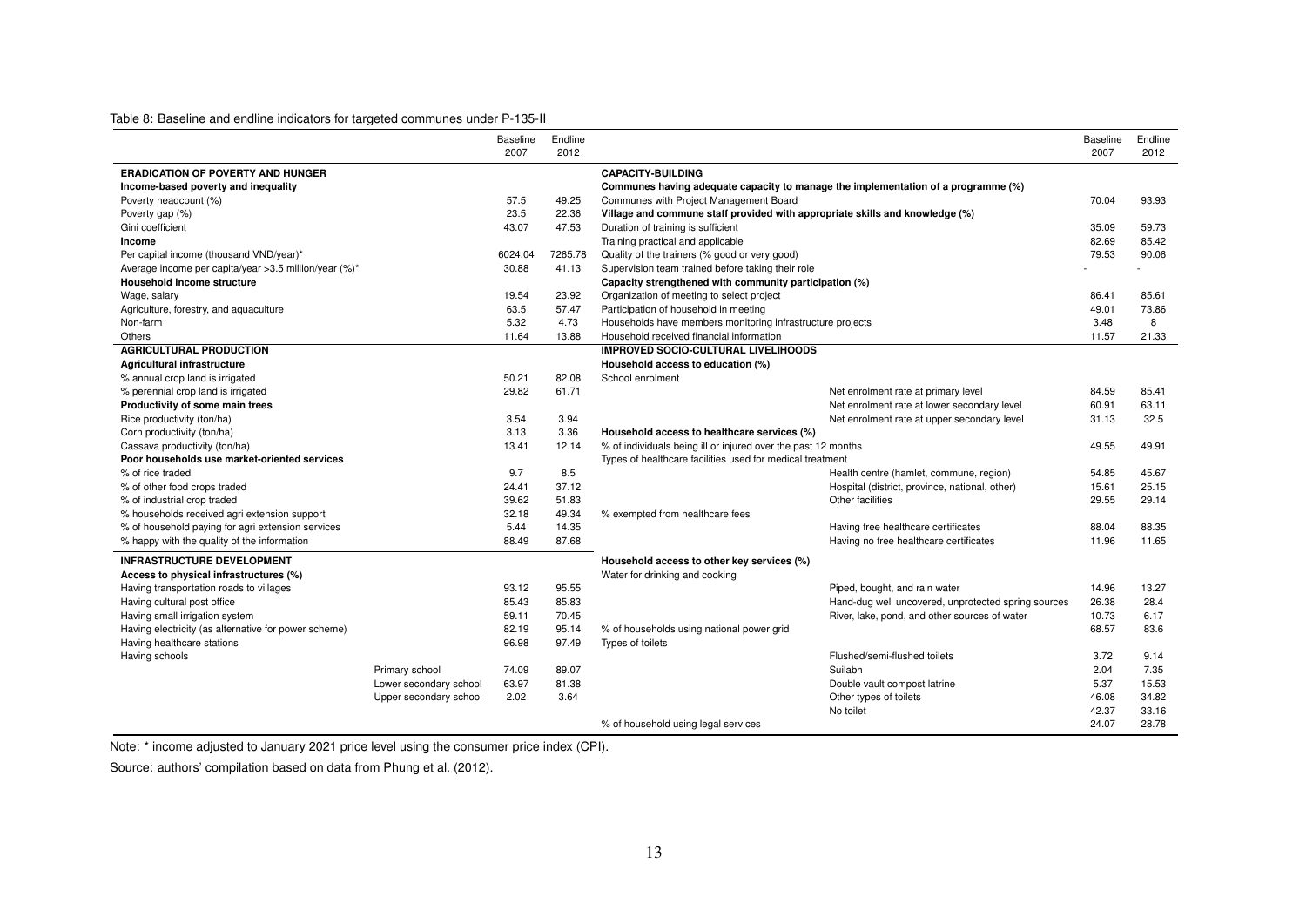Table 8: Baseline and endline indicators for targeted communes under P-135-II

| | | Baseline 2007 | Endline 2012 |
|---|---|---|---|
| **ERADICATION OF POVERTY AND HUNGER** | | | |
| **Income-based poverty and inequality** | | | |
| Poverty headcount (%) | | 57.5 | 49.25 |
| Poverty gap (%) | | 23.5 | 22.36 |
| Gini coefficient | | 43.07 | 47.53 |
| **Income** | | | |
| Per capital income (thousand VND/year)* | | 6024.04 | 7265.78 |
| Average income per capita/year >3.5 million/year (%)* | | 30.88 | 41.13 |
| **Household income structure** | | | |
| Wage, salary | | 19.54 | 23.92 |
| Agriculture, forestry, and aquaculture | | 63.5 | 57.47 |
| Non-farm | | 5.32 | 4.73 |
| Others | | 11.64 | 13.88 |
| **AGRICULTURAL PRODUCTION** | | | |
| **Agricultural infrastructure** | | | |
| % annual crop land is irrigated | | 50.21 | 82.08 |
| % perennial crop land is irrigated | | 29.82 | 61.71 |
| **Productivity of some main trees** | | | |
| Rice productivity (ton/ha) | | 3.54 | 3.94 |
| Corn productivity (ton/ha) | | 3.13 | 3.36 |
| Cassava productivity (ton/ha) | | 13.41 | 12.14 |
| **Poor households use market-oriented services** | | | |
| % of rice traded | | 9.7 | 8.5 |
| % of other food crops traded | | 24.41 | 37.12 |
| % of industrial crop traded | | 39.62 | 51.83 |
| % households received agri extension support | | 32.18 | 49.34 |
| % of household paying for agri extension services | | 5.44 | 14.35 |
| % happy with the quality of the information | | 88.49 | 87.68 |
| **INFRASTRUCTURE DEVELOPMENT** | | | |
| **Access to physical infrastructures (%)** | | | |
| Having transportation roads to villages | | 93.12 | 95.55 |
| Having cultural post office | | 85.43 | 85.83 |
| Having small irrigation system | | 59.11 | 70.45 |
| Having electricity (as alternative for power scheme) | | 82.19 | 95.14 |
| Having healthcare stations | | 96.98 | 97.49 |
| Having schools | | | |
| | Primary school | 74.09 | 89.07 |
| | Lower secondary school | 63.97 | 81.38 |
| | Upper secondary school | 2.02 | 3.64 |

| | | Baseline 2007 | Endline 2012 |
|---|---|---|---|
| **CAPACITY-BUILDING** | | | |
| **Communes having adequate capacity to manage the implementation of a programme (%)** | | | |
| Communes with Project Management Board | | 70.04 | 93.93 |
| **Village and commune staff provided with appropriate skills and knowledge (%)** | | | |
| Duration of training is sufficient | | 35.09 | 59.73 |
| Training practical and applicable | | 82.69 | 85.42 |
| Quality of the trainers (% good or very good) | | 79.53 | 90.06 |
| Supervision team trained before taking their role | | - | - |
| **Capacity strengthened with community participation (%)** | | | |
| Organization of meeting to select project | | 86.41 | 85.61 |
| Participation of household in meeting | | 49.01 | 73.86 |
| Households have members monitoring infrastructure projects | | 3.48 | 8 |
| Household received financial information | | 11.57 | 21.33 |
| **IMPROVED SOCIO-CULTURAL LIVELIHOODS** | | | |
| **Household access to education (%)** | | | |
| School enrolment | | | |
| | Net enrolment rate at primary level | 84.59 | 85.41 |
| | Net enrolment rate at lower secondary level | 60.91 | 63.11 |
| | Net enrolment rate at upper secondary level | 31.13 | 32.5 |
| **Household access to healthcare services (%)** | | | |
| % of individuals being ill or injured over the past 12 months | | 49.55 | 49.91 |
| Types of healthcare facilities used for medical treatment | | | |
| | Health centre (hamlet, commune, region) | 54.85 | 45.67 |
| | Hospital (district, province, national, other) | 15.61 | 25.15 |
| | Other facilities | 29.55 | 29.14 |
| % exempted from healthcare fees | | | |
| | Having free healthcare certificates | 88.04 | 88.35 |
| | Having no free healthcare certificates | 11.96 | 11.65 |
| **Household access to other key services (%)** | | | |
| Water for drinking and cooking | | | |
| | Piped, bought, and rain water | 14.96 | 13.27 |
| | Hand-dug well uncovered, unprotected spring sources | 26.38 | 28.4 |
| | River, lake, pond, and other sources of water | 10.73 | 6.17 |
| % of households using national power grid | | 68.57 | 83.6 |
| Types of toilets | | | |
| | Flushed/semi-flushed toilets | 3.72 | 9.14 |
| | Suilabh | 2.04 | 7.35 |
| | Double vault compost latrine | 5.37 | 15.53 |
| | Other types of toilets | 46.08 | 34.82 |
| | No toilet | 42.37 | 33.16 |
| % of household using legal services | | 24.07 | 28.78 |

Note: * income adjusted to January 2021 price level using the consumer price index (CPI).

Source: authors' compilation based on data from Phung et al. (2012).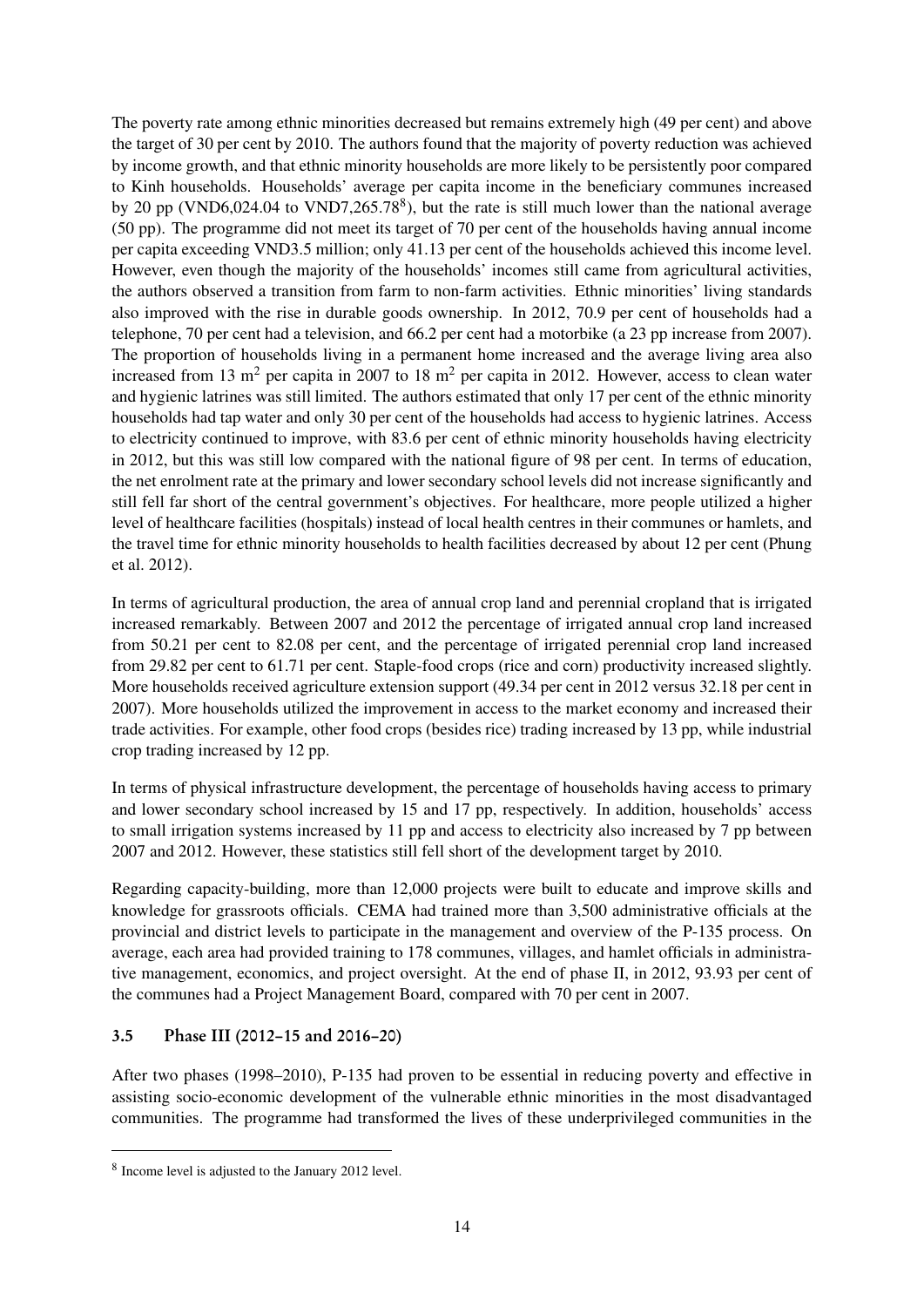The poverty rate among ethnic minorities decreased but remains extremely high (49 per cent) and above the target of 30 per cent by 2010. The authors found that the majority of poverty reduction was achieved by income growth, and that ethnic minority households are more likely to be persistently poor compared to Kinh households. Households' average per capita income in the beneficiary communes increased by 20 pp (VND6,024.04 to VND7,265.78[8]), but the rate is still much lower than the national average (50 pp). The programme did not meet its target of 70 per cent of the households having annual income per capita exceeding VND3.5 million; only 41.13 per cent of the households achieved this income level. However, even though the majority of the households' incomes still came from agricultural activities, the authors observed a transition from farm to non-farm activities. Ethnic minorities' living standards also improved with the rise in durable goods ownership. In 2012, 70.9 per cent of households had a telephone, 70 per cent had a television, and 66.2 per cent had a motorbike (a 23 pp increase from 2007). The proportion of households living in a permanent home increased and the average living area also increased from 13 $m^2$ per capita in 2007 to 18 $m^2$ per capita in 2012. However, access to clean water and hygienic latrines was still limited. The authors estimated that only 17 per cent of the ethnic minority households had tap water and only 30 per cent of the households had access to hygienic latrines. Access to electricity continued to improve, with 83.6 per cent of ethnic minority households having electricity in 2012, but this was still low compared with the national figure of 98 per cent. In terms of education, the net enrolment rate at the primary and lower secondary school levels did not increase significantly and still fell far short of the central government's objectives. For healthcare, more people utilized a higher level of healthcare facilities (hospitals) instead of local health centres in their communes or hamlets, and the travel time for ethnic minority households to health facilities decreased by about 12 per cent (Phung et al. 2012).

In terms of agricultural production, the area of annual crop land and perennial cropland that is irrigated increased remarkably. Between 2007 and 2012 the percentage of irrigated annual crop land increased from 50.21 per cent to 82.08 per cent, and the percentage of irrigated perennial crop land increased from 29.82 per cent to 61.71 per cent. Staple-food crops (rice and corn) productivity increased slightly. More households received agriculture extension support (49.34 per cent in 2012 versus 32.18 per cent in 2007). More households utilized the improvement in access to the market economy and increased their trade activities. For example, other food crops (besides rice) trading increased by 13 pp, while industrial crop trading increased by 12 pp.

In terms of physical infrastructure development, the percentage of households having access to primary and lower secondary school increased by 15 and 17 pp, respectively. In addition, households' access to small irrigation systems increased by 11 pp and access to electricity also increased by 7 pp between 2007 and 2012. However, these statistics still fell short of the development target by 2010.

Regarding capacity-building, more than 12,000 projects were built to educate and improve skills and knowledge for grassroots officials. CEMA had trained more than 3,500 administrative officials at the provincial and district levels to participate in the management and overview of the P-135 process. On average, each area had provided training to 178 communes, villages, and hamlet officials in administrative management, economics, and project oversight. At the end of phase II, in 2012, 93.93 per cent of the communes had a Project Management Board, compared with 70 per cent in 2007.

### 3.5 Phase III (2012–15 and 2016–20)

After two phases (1998–2010), P-135 had proven to be essential in reducing poverty and effective in assisting socio-economic development of the vulnerable ethnic minorities in the most disadvantaged communities. The programme had transformed the lives of these underprivileged communities in the

[8] Income level is adjusted to the January 2012 level.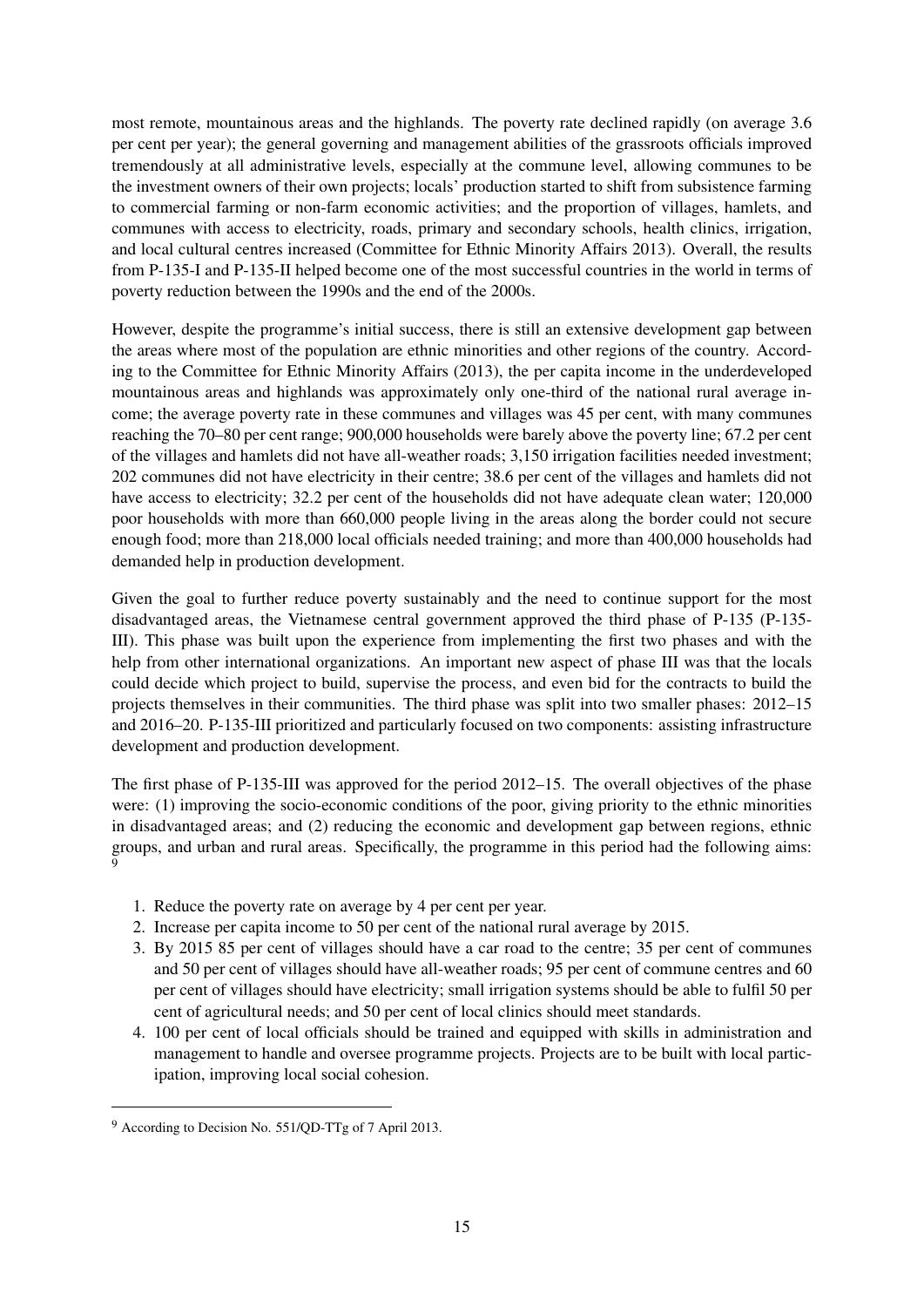most remote, mountainous areas and the highlands. The poverty rate declined rapidly (on average 3.6 per cent per year); the general governing and management abilities of the grassroots officials improved tremendously at all administrative levels, especially at the commune level, allowing communes to be the investment owners of their own projects; locals' production started to shift from subsistence farming to commercial farming or non-farm economic activities; and the proportion of villages, hamlets, and communes with access to electricity, roads, primary and secondary schools, health clinics, irrigation, and local cultural centres increased (Committee for Ethnic Minority Affairs 2013). Overall, the results from P-135-I and P-135-II helped become one of the most successful countries in the world in terms of poverty reduction between the 1990s and the end of the 2000s.

However, despite the programme's initial success, there is still an extensive development gap between the areas where most of the population are ethnic minorities and other regions of the country. According to the Committee for Ethnic Minority Affairs (2013), the per capita income in the underdeveloped mountainous areas and highlands was approximately only one-third of the national rural average income; the average poverty rate in these communes and villages was 45 per cent, with many communes reaching the 70–80 per cent range; 900,000 households were barely above the poverty line; 67.2 per cent of the villages and hamlets did not have all-weather roads; 3,150 irrigation facilities needed investment; 202 communes did not have electricity in their centre; 38.6 per cent of the villages and hamlets did not have access to electricity; 32.2 per cent of the households did not have adequate clean water; 120,000 poor households with more than 660,000 people living in the areas along the border could not secure enough food; more than 218,000 local officials needed training; and more than 400,000 households had demanded help in production development.

Given the goal to further reduce poverty sustainably and the need to continue support for the most disadvantaged areas, the Vietnamese central government approved the third phase of P-135 (P-135-III). This phase was built upon the experience from implementing the first two phases and with the help from other international organizations. An important new aspect of phase III was that the locals could decide which project to build, supervise the process, and even bid for the contracts to build the projects themselves in their communities. The third phase was split into two smaller phases: 2012–15 and 2016–20. P-135-III prioritized and particularly focused on two components: assisting infrastructure development and production development.

The first phase of P-135-III was approved for the period 2012–15. The overall objectives of the phase were: (1) improving the socio-economic conditions of the poor, giving priority to the ethnic minorities in disadvantaged areas; and (2) reducing the economic and development gap between regions, ethnic groups, and urban and rural areas. Specifically, the programme in this period had the following aims: [9]

1. Reduce the poverty rate on average by 4 per cent per year.
2. Increase per capita income to 50 per cent of the national rural average by 2015.
3. By 2015 85 per cent of villages should have a car road to the centre; 35 per cent of communes and 50 per cent of villages should have all-weather roads; 95 per cent of commune centres and 60 per cent of villages should have electricity; small irrigation systems should be able to fulfil 50 per cent of agricultural needs; and 50 per cent of local clinics should meet standards.
4. 100 per cent of local officials should be trained and equipped with skills in administration and management to handle and oversee programme projects. Projects are to be built with local participation, improving local social cohesion.

[9] According to Decision No. 551/QD-TTg of 7 April 2013.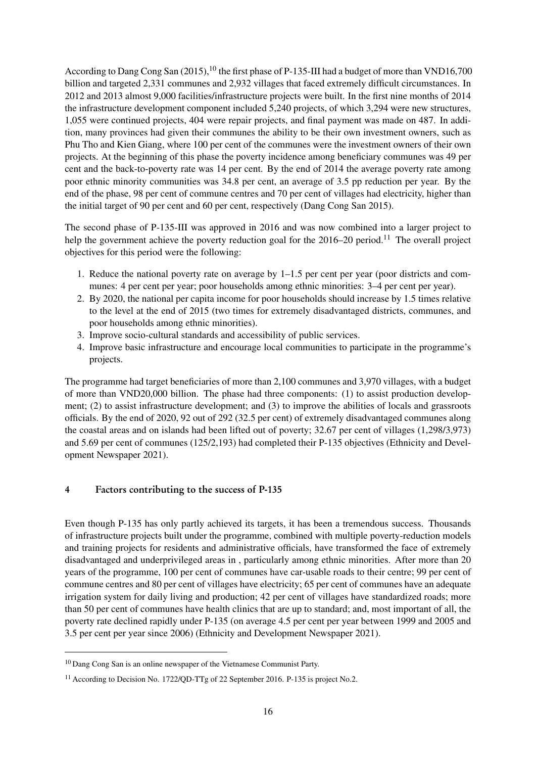According to Dang Cong San (2015),[10] the first phase of P-135-III had a budget of more than VND16,700 billion and targeted 2,331 communes and 2,932 villages that faced extremely difficult circumstances. In 2012 and 2013 almost 9,000 facilities/infrastructure projects were built. In the first nine months of 2014 the infrastructure development component included 5,240 projects, of which 3,294 were new structures, 1,055 were continued projects, 404 were repair projects, and final payment was made on 487. In addition, many provinces had given their communes the ability to be their own investment owners, such as Phu Tho and Kien Giang, where 100 per cent of the communes were the investment owners of their own projects. At the beginning of this phase the poverty incidence among beneficiary communes was 49 per cent and the back-to-poverty rate was 14 per cent. By the end of 2014 the average poverty rate among poor ethnic minority communities was 34.8 per cent, an average of 3.5 pp reduction per year. By the end of the phase, 98 per cent of commune centres and 70 per cent of villages had electricity, higher than the initial target of 90 per cent and 60 per cent, respectively (Dang Cong San 2015).

The second phase of P-135-III was approved in 2016 and was now combined into a larger project to help the government achieve the poverty reduction goal for the 2016–20 period.[11] The overall project objectives for this period were the following:

1. Reduce the national poverty rate on average by 1–1.5 per cent per year (poor districts and communes: 4 per cent per year; poor households among ethnic minorities: 3–4 per cent per year).
2. By 2020, the national per capita income for poor households should increase by 1.5 times relative to the level at the end of 2015 (two times for extremely disadvantaged districts, communes, and poor households among ethnic minorities).
3. Improve socio-cultural standards and accessibility of public services.
4. Improve basic infrastructure and encourage local communities to participate in the programme's projects.

The programme had target beneficiaries of more than 2,100 communes and 3,970 villages, with a budget of more than VND20,000 billion. The phase had three components: (1) to assist production development; (2) to assist infrastructure development; and (3) to improve the abilities of locals and grassroots officials. By the end of 2020, 92 out of 292 (32.5 per cent) of extremely disadvantaged communes along the coastal areas and on islands had been lifted out of poverty; 32.67 per cent of villages (1,298/3,973) and 5.69 per cent of communes (125/2,193) had completed their P-135 objectives (Ethnicity and Development Newspaper 2021).

## 4 Factors contributing to the success of P-135

Even though P-135 has only partly achieved its targets, it has been a tremendous success. Thousands of infrastructure projects built under the programme, combined with multiple poverty-reduction models and training projects for residents and administrative officials, have transformed the face of extremely disadvantaged and underprivileged areas in , particularly among ethnic minorities. After more than 20 years of the programme, 100 per cent of communes have car-usable roads to their centre; 99 per cent of commune centres and 80 per cent of villages have electricity; 65 per cent of communes have an adequate irrigation system for daily living and production; 42 per cent of villages have standardized roads; more than 50 per cent of communes have health clinics that are up to standard; and, most important of all, the poverty rate declined rapidly under P-135 (on average 4.5 per cent per year between 1999 and 2005 and 3.5 per cent per year since 2006) (Ethnicity and Development Newspaper 2021).

[10] Dang Cong San is an online newspaper of the Vietnamese Communist Party.

[11] According to Decision No. 1722/QD-TTg of 22 September 2016. P-135 is project No.2.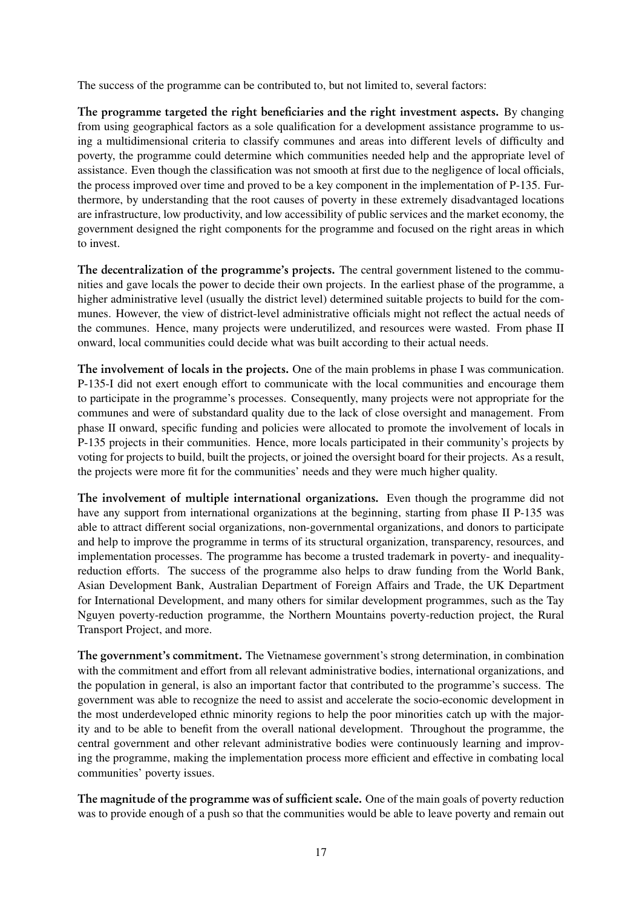The success of the programme can be contributed to, but not limited to, several factors:

**The programme targeted the right beneficiaries and the right investment aspects.** By changing from using geographical factors as a sole qualification for a development assistance programme to using a multidimensional criteria to classify communes and areas into different levels of difficulty and poverty, the programme could determine which communities needed help and the appropriate level of assistance. Even though the classification was not smooth at first due to the negligence of local officials, the process improved over time and proved to be a key component in the implementation of P-135. Furthermore, by understanding that the root causes of poverty in these extremely disadvantaged locations are infrastructure, low productivity, and low accessibility of public services and the market economy, the government designed the right components for the programme and focused on the right areas in which to invest.

**The decentralization of the programme's projects.** The central government listened to the communities and gave locals the power to decide their own projects. In the earliest phase of the programme, a higher administrative level (usually the district level) determined suitable projects to build for the communes. However, the view of district-level administrative officials might not reflect the actual needs of the communes. Hence, many projects were underutilized, and resources were wasted. From phase II onward, local communities could decide what was built according to their actual needs.

**The involvement of locals in the projects.** One of the main problems in phase I was communication. P-135-I did not exert enough effort to communicate with the local communities and encourage them to participate in the programme's processes. Consequently, many projects were not appropriate for the communes and were of substandard quality due to the lack of close oversight and management. From phase II onward, specific funding and policies were allocated to promote the involvement of locals in P-135 projects in their communities. Hence, more locals participated in their community's projects by voting for projects to build, built the projects, or joined the oversight board for their projects. As a result, the projects were more fit for the communities' needs and they were much higher quality.

**The involvement of multiple international organizations.** Even though the programme did not have any support from international organizations at the beginning, starting from phase II P-135 was able to attract different social organizations, non-governmental organizations, and donors to participate and help to improve the programme in terms of its structural organization, transparency, resources, and implementation processes. The programme has become a trusted trademark in poverty- and inequality-reduction efforts. The success of the programme also helps to draw funding from the World Bank, Asian Development Bank, Australian Department of Foreign Affairs and Trade, the UK Department for International Development, and many others for similar development programmes, such as the Tay Nguyen poverty-reduction programme, the Northern Mountains poverty-reduction project, the Rural Transport Project, and more.

**The government's commitment.** The Vietnamese government's strong determination, in combination with the commitment and effort from all relevant administrative bodies, international organizations, and the population in general, is also an important factor that contributed to the programme's success. The government was able to recognize the need to assist and accelerate the socio-economic development in the most underdeveloped ethnic minority regions to help the poor minorities catch up with the majority and to be able to benefit from the overall national development. Throughout the programme, the central government and other relevant administrative bodies were continuously learning and improving the programme, making the implementation process more efficient and effective in combating local communities' poverty issues.

**The magnitude of the programme was of sufficient scale.** One of the main goals of poverty reduction was to provide enough of a push so that the communities would be able to leave poverty and remain out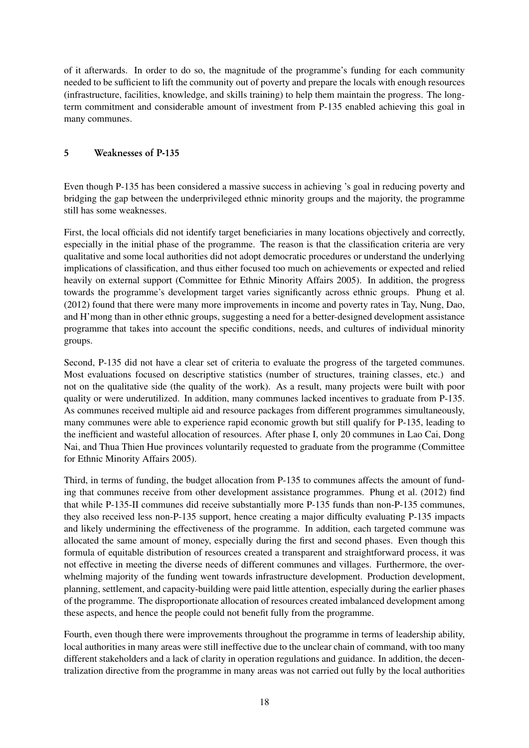of it afterwards. In order to do so, the magnitude of the programme's funding for each community needed to be sufficient to lift the community out of poverty and prepare the locals with enough resources (infrastructure, facilities, knowledge, and skills training) to help them maintain the progress. The long-term commitment and considerable amount of investment from P-135 enabled achieving this goal in many communes.

## 5 Weaknesses of P-135

Even though P-135 has been considered a massive success in achieving 's goal in reducing poverty and bridging the gap between the underprivileged ethnic minority groups and the majority, the programme still has some weaknesses.

First, the local officials did not identify target beneficiaries in many locations objectively and correctly, especially in the initial phase of the programme. The reason is that the classification criteria are very qualitative and some local authorities did not adopt democratic procedures or understand the underlying implications of classification, and thus either focused too much on achievements or expected and relied heavily on external support (Committee for Ethnic Minority Affairs 2005). In addition, the progress towards the programme's development target varies significantly across ethnic groups. Phung et al. (2012) found that there were many more improvements in income and poverty rates in Tay, Nung, Dao, and H'mong than in other ethnic groups, suggesting a need for a better-designed development assistance programme that takes into account the specific conditions, needs, and cultures of individual minority groups.

Second, P-135 did not have a clear set of criteria to evaluate the progress of the targeted communes. Most evaluations focused on descriptive statistics (number of structures, training classes, etc.) and not on the qualitative side (the quality of the work). As a result, many projects were built with poor quality or were underutilized. In addition, many communes lacked incentives to graduate from P-135. As communes received multiple aid and resource packages from different programmes simultaneously, many communes were able to experience rapid economic growth but still qualify for P-135, leading to the inefficient and wasteful allocation of resources. After phase I, only 20 communes in Lao Cai, Dong Nai, and Thua Thien Hue provinces voluntarily requested to graduate from the programme (Committee for Ethnic Minority Affairs 2005).

Third, in terms of funding, the budget allocation from P-135 to communes affects the amount of funding that communes receive from other development assistance programmes. Phung et al. (2012) find that while P-135-II communes did receive substantially more P-135 funds than non-P-135 communes, they also received less non-P-135 support, hence creating a major difficulty evaluating P-135 impacts and likely undermining the effectiveness of the programme. In addition, each targeted commune was allocated the same amount of money, especially during the first and second phases. Even though this formula of equitable distribution of resources created a transparent and straightforward process, it was not effective in meeting the diverse needs of different communes and villages. Furthermore, the overwhelming majority of the funding went towards infrastructure development. Production development, planning, settlement, and capacity-building were paid little attention, especially during the earlier phases of the programme. The disproportionate allocation of resources created imbalanced development among these aspects, and hence the people could not benefit fully from the programme.

Fourth, even though there were improvements throughout the programme in terms of leadership ability, local authorities in many areas were still ineffective due to the unclear chain of command, with too many different stakeholders and a lack of clarity in operation regulations and guidance. In addition, the decentralization directive from the programme in many areas was not carried out fully by the local authorities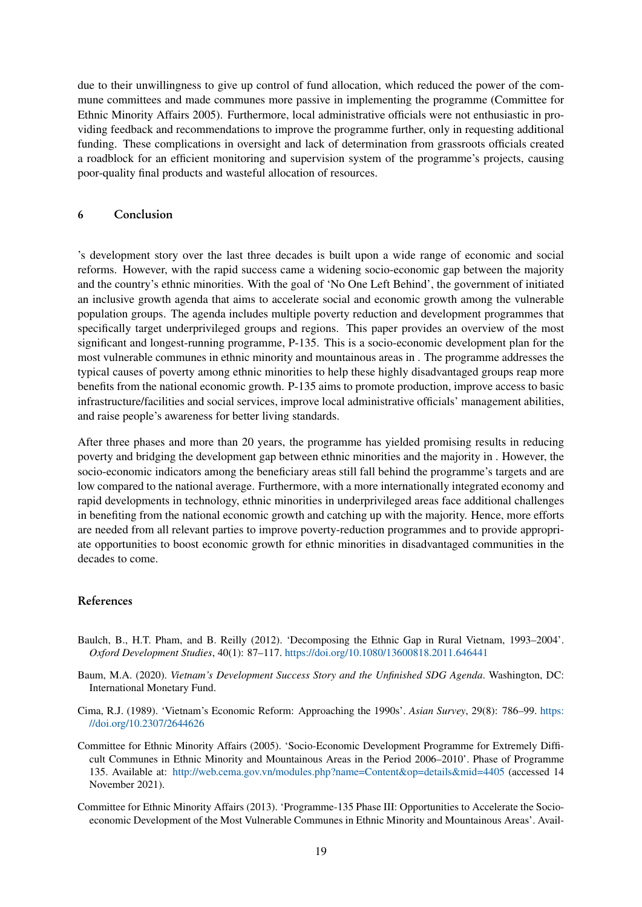due to their unwillingness to give up control of fund allocation, which reduced the power of the commune committees and made communes more passive in implementing the programme (Committee for Ethnic Minority Affairs 2005). Furthermore, local administrative officials were not enthusiastic in providing feedback and recommendations to improve the programme further, only in requesting additional funding. These complications in oversight and lack of determination from grassroots officials created a roadblock for an efficient monitoring and supervision system of the programme's projects, causing poor-quality final products and wasteful allocation of resources.

## 6 Conclusion

's development story over the last three decades is built upon a wide range of economic and social reforms. However, with the rapid success came a widening socio-economic gap between the majority and the country's ethnic minorities. With the goal of 'No One Left Behind', the government of initiated an inclusive growth agenda that aims to accelerate social and economic growth among the vulnerable population groups. The agenda includes multiple poverty reduction and development programmes that specifically target underprivileged groups and regions. This paper provides an overview of the most significant and longest-running programme, P-135. This is a socio-economic development plan for the most vulnerable communes in ethnic minority and mountainous areas in . The programme addresses the typical causes of poverty among ethnic minorities to help these highly disadvantaged groups reap more benefits from the national economic growth. P-135 aims to promote production, improve access to basic infrastructure/facilities and social services, improve local administrative officials' management abilities, and raise people's awareness for better living standards.

After three phases and more than 20 years, the programme has yielded promising results in reducing poverty and bridging the development gap between ethnic minorities and the majority in . However, the socio-economic indicators among the beneficiary areas still fall behind the programme's targets and are low compared to the national average. Furthermore, with a more internationally integrated economy and rapid developments in technology, ethnic minorities in underprivileged areas face additional challenges in benefiting from the national economic growth and catching up with the majority. Hence, more efforts are needed from all relevant parties to improve poverty-reduction programmes and to provide appropriate opportunities to boost economic growth for ethnic minorities in disadvantaged communities in the decades to come.

## References

Baulch, B., H.T. Pham, and B. Reilly (2012). 'Decomposing the Ethnic Gap in Rural Vietnam, 1993–2004'. *Oxford Development Studies*, 40(1): 87–117. https://doi.org/10.1080/13600818.2011.646441

Baum, M.A. (2020). *Vietnam's Development Success Story and the Unfinished SDG Agenda*. Washington, DC: International Monetary Fund.

Cima, R.J. (1989). 'Vietnam's Economic Reform: Approaching the 1990s'. *Asian Survey*, 29(8): 786–99. https://doi.org/10.2307/2644626

Committee for Ethnic Minority Affairs (2005). 'Socio-Economic Development Programme for Extremely Difficult Communes in Ethnic Minority and Mountainous Areas in the Period 2006–2010'. Phase of Programme 135. Available at: http://web.cema.gov.vn/modules.php?name=Content&op=details&mid=4405 (accessed 14 November 2021).

Committee for Ethnic Minority Affairs (2013). 'Programme-135 Phase III: Opportunities to Accelerate the Socio-economic Development of the Most Vulnerable Communes in Ethnic Minority and Mountainous Areas'. Avail-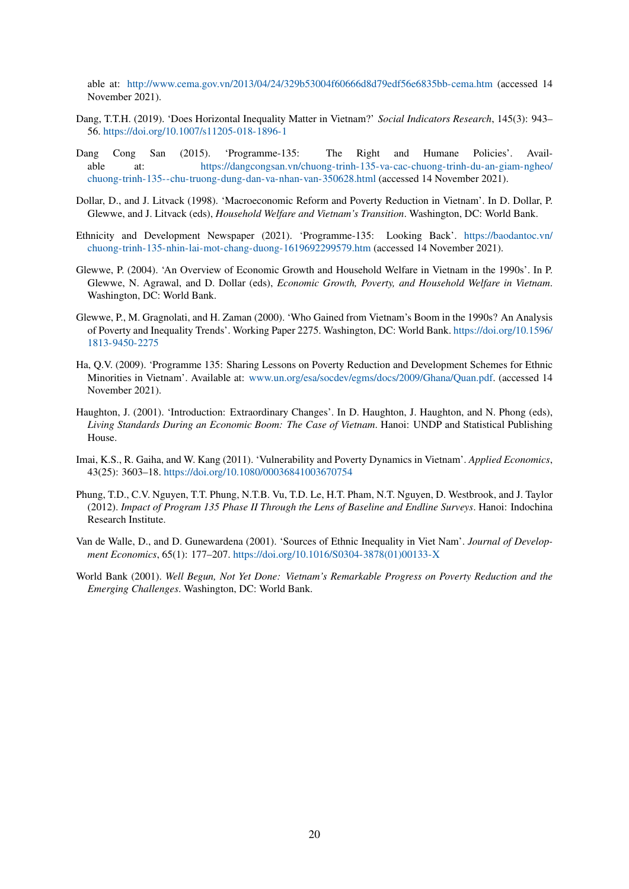able at: http://www.cema.gov.vn/2013/04/24/329b53004f60666d8d79edf56e6835bb-cema.htm (accessed 14 November 2021).

Dang, T.T.H. (2019). 'Does Horizontal Inequality Matter in Vietnam?' *Social Indicators Research*, 145(3): 943–56. https://doi.org/10.1007/s11205-018-1896-1

Dang Cong San (2015). 'Programme-135: The Right and Humane Policies'. Available at: https://dangcongsan.vn/chuong-trinh-135-va-cac-chuong-trinh-du-an-giam-ngheo/chuong-trinh-135--chu-truong-dung-dan-va-nhan-van-350628.html (accessed 14 November 2021).

Dollar, D., and J. Litvack (1998). 'Macroeconomic Reform and Poverty Reduction in Vietnam'. In D. Dollar, P. Glewwe, and J. Litvack (eds), *Household Welfare and Vietnam's Transition*. Washington, DC: World Bank.

Ethnicity and Development Newspaper (2021). 'Programme-135: Looking Back'. https://baodantoc.vn/chuong-trinh-135-nhin-lai-mot-chang-duong-1619692299579.htm (accessed 14 November 2021).

Glewwe, P. (2004). 'An Overview of Economic Growth and Household Welfare in Vietnam in the 1990s'. In P. Glewwe, N. Agrawal, and D. Dollar (eds), *Economic Growth, Poverty, and Household Welfare in Vietnam*. Washington, DC: World Bank.

Glewwe, P., M. Gragnolati, and H. Zaman (2000). 'Who Gained from Vietnam's Boom in the 1990s? An Analysis of Poverty and Inequality Trends'. Working Paper 2275. Washington, DC: World Bank. https://doi.org/10.1596/1813-9450-2275

Ha, Q.V. (2009). 'Programme 135: Sharing Lessons on Poverty Reduction and Development Schemes for Ethnic Minorities in Vietnam'. Available at: www.un.org/esa/socdev/egms/docs/2009/Ghana/Quan.pdf. (accessed 14 November 2021).

Haughton, J. (2001). 'Introduction: Extraordinary Changes'. In D. Haughton, J. Haughton, and N. Phong (eds), *Living Standards During an Economic Boom: The Case of Vietnam*. Hanoi: UNDP and Statistical Publishing House.

Imai, K.S., R. Gaiha, and W. Kang (2011). 'Vulnerability and Poverty Dynamics in Vietnam'. *Applied Economics*, 43(25): 3603–18. https://doi.org/10.1080/00036841003670754

Phung, T.D., C.V. Nguyen, T.T. Phung, N.T.B. Vu, T.D. Le, H.T. Pham, N.T. Nguyen, D. Westbrook, and J. Taylor (2012). *Impact of Program 135 Phase II Through the Lens of Baseline and Endline Surveys*. Hanoi: Indochina Research Institute.

Van de Walle, D., and D. Gunewardena (2001). 'Sources of Ethnic Inequality in Viet Nam'. *Journal of Development Economics*, 65(1): 177–207. https://doi.org/10.1016/S0304-3878(01)00133-X

World Bank (2001). *Well Begun, Not Yet Done: Vietnam's Remarkable Progress on Poverty Reduction and the Emerging Challenges*. Washington, DC: World Bank.